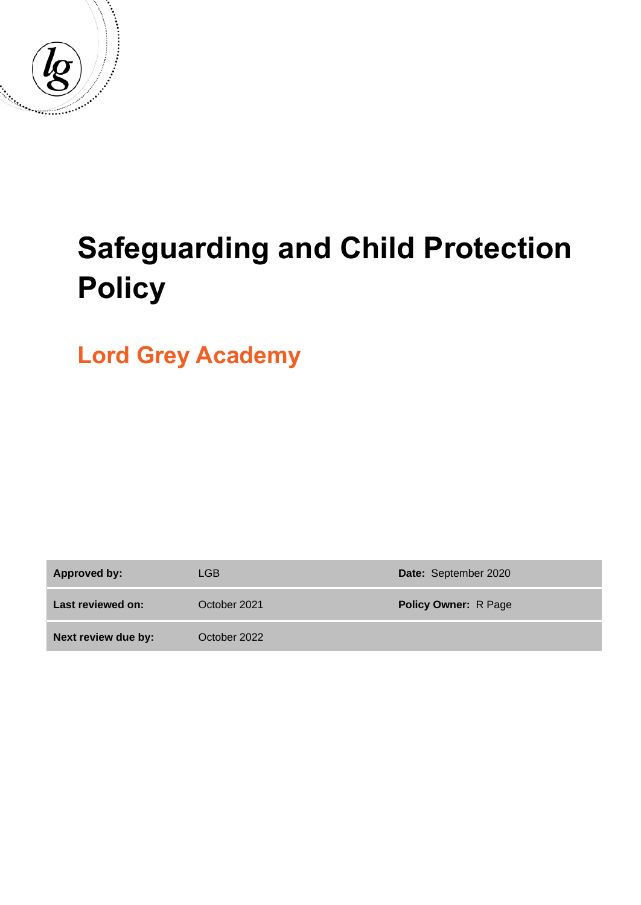# Safeguarding and Child Protection Policy

## Lord Grey Academy

| Approved by: | LGB | Date: September 2020 |
|---|---|---|
| Last reviewed on: | October 2021 | Policy Owner: R Page |
| Next review due by: | October 2022 | |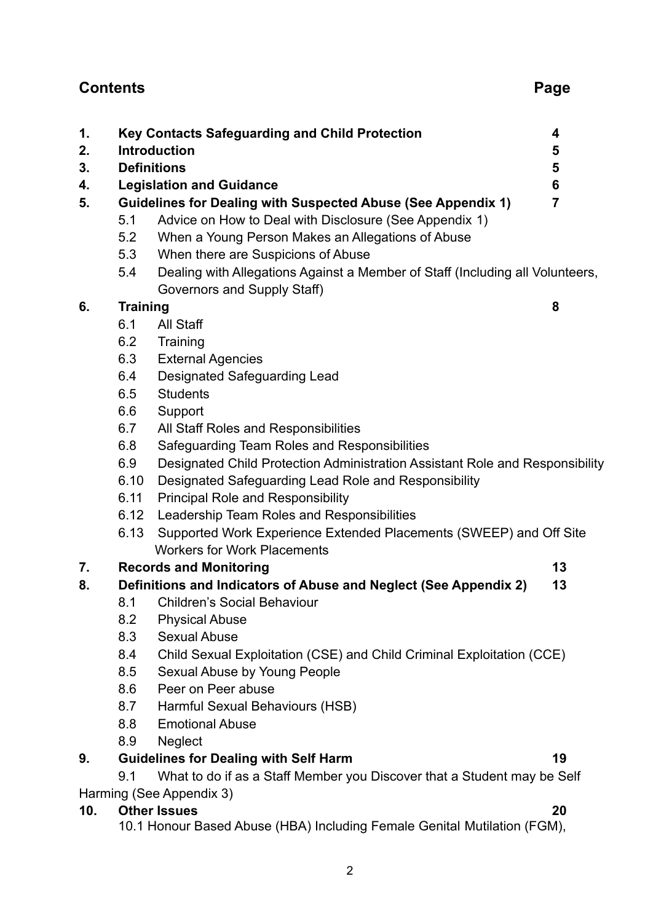## Contents

| | | Page |
|---|---|---|
| **1.** | **Key Contacts Safeguarding and Child Protection** | **4** |
| **2.** | **Introduction** | **5** |
| **3.** | **Definitions** | **5** |
| **4.** | **Legislation and Guidance** | **6** |
| **5.** | **Guidelines for Dealing with Suspected Abuse (See Appendix 1)** | **7** |
| | 5.1 Advice on How to Deal with Disclosure (See Appendix 1) | |
| | 5.2 When a Young Person Makes an Allegations of Abuse | |
| | 5.3 When there are Suspicions of Abuse | |
| | 5.4 Dealing with Allegations Against a Member of Staff (Including all Volunteers, Governors and Supply Staff) | |
| **6.** | **Training** | **8** |
| | 6.1 All Staff | |
| | 6.2 Training | |
| | 6.3 External Agencies | |
| | 6.4 Designated Safeguarding Lead | |
| | 6.5 Students | |
| | 6.6 Support | |
| | 6.7 All Staff Roles and Responsibilities | |
| | 6.8 Safeguarding Team Roles and Responsibilities | |
| | 6.9 Designated Child Protection Administration Assistant Role and Responsibility | |
| | 6.10 Designated Safeguarding Lead Role and Responsibility | |
| | 6.11 Principal Role and Responsibility | |
| | 6.12 Leadership Team Roles and Responsibilities | |
| | 6.13 Supported Work Experience Extended Placements (SWEEP) and Off Site Workers for Work Placements | |
| **7.** | **Records and Monitoring** | **13** |
| **8.** | **Definitions and Indicators of Abuse and Neglect (See Appendix 2)** | **13** |
| | 8.1 Children's Social Behaviour | |
| | 8.2 Physical Abuse | |
| | 8.3 Sexual Abuse | |
| | 8.4 Child Sexual Exploitation (CSE) and Child Criminal Exploitation (CCE) | |
| | 8.5 Sexual Abuse by Young People | |
| | 8.6 Peer on Peer abuse | |
| | 8.7 Harmful Sexual Behaviours (HSB) | |
| | 8.8 Emotional Abuse | |
| | 8.9 Neglect | |
| **9.** | **Guidelines for Dealing with Self Harm** | **19** |
| | 9.1 What to do if as a Staff Member you Discover that a Student may be Self Harming (See Appendix 3) | |
| **10.** | **Other Issues** | **20** |
| | 10.1 Honour Based Abuse (HBA) Including Female Genital Mutilation (FGM), | |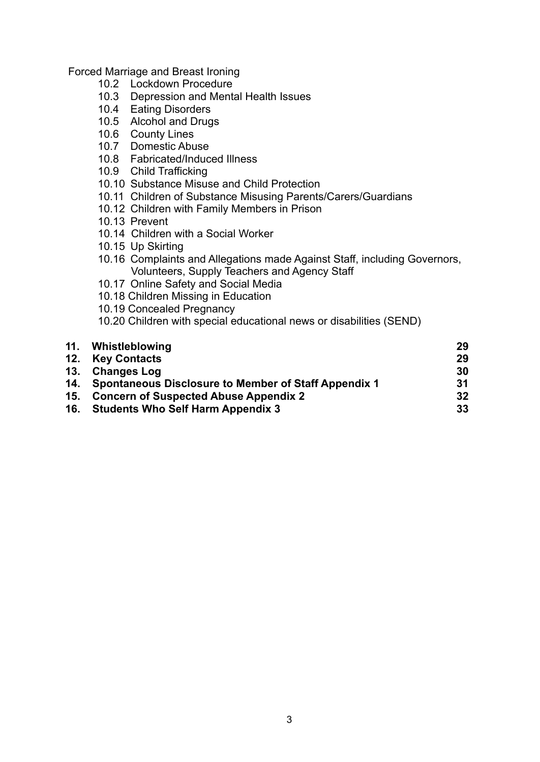Forced Marriage and Breast Ironing

- 10.2 Lockdown Procedure
- 10.3 Depression and Mental Health Issues
- 10.4 Eating Disorders
- 10.5 Alcohol and Drugs
- 10.6 County Lines
- 10.7 Domestic Abuse
- 10.8 Fabricated/Induced Illness
- 10.9 Child Trafficking
- 10.10 Substance Misuse and Child Protection
- 10.11 Children of Substance Misusing Parents/Carers/Guardians
- 10.12 Children with Family Members in Prison
- 10.13 Prevent
- 10.14 Children with a Social Worker
- 10.15 Up Skirting
- 10.16 Complaints and Allegations made Against Staff, including Governors, Volunteers, Supply Teachers and Agency Staff
- 10.17 Online Safety and Social Media
- 10.18 Children Missing in Education
- 10.19 Concealed Pregnancy
- 10.20 Children with special educational news or disabilities (SEND)

| | | |
|---|---|---|
| **11.** | **Whistleblowing** | **29** |
| **12.** | **Key Contacts** | **29** |
| **13.** | **Changes Log** | **30** |
| **14.** | **Spontaneous Disclosure to Member of Staff Appendix 1** | **31** |
| **15.** | **Concern of Suspected Abuse Appendix 2** | **32** |
| **16.** | **Students Who Self Harm Appendix 3** | **33** |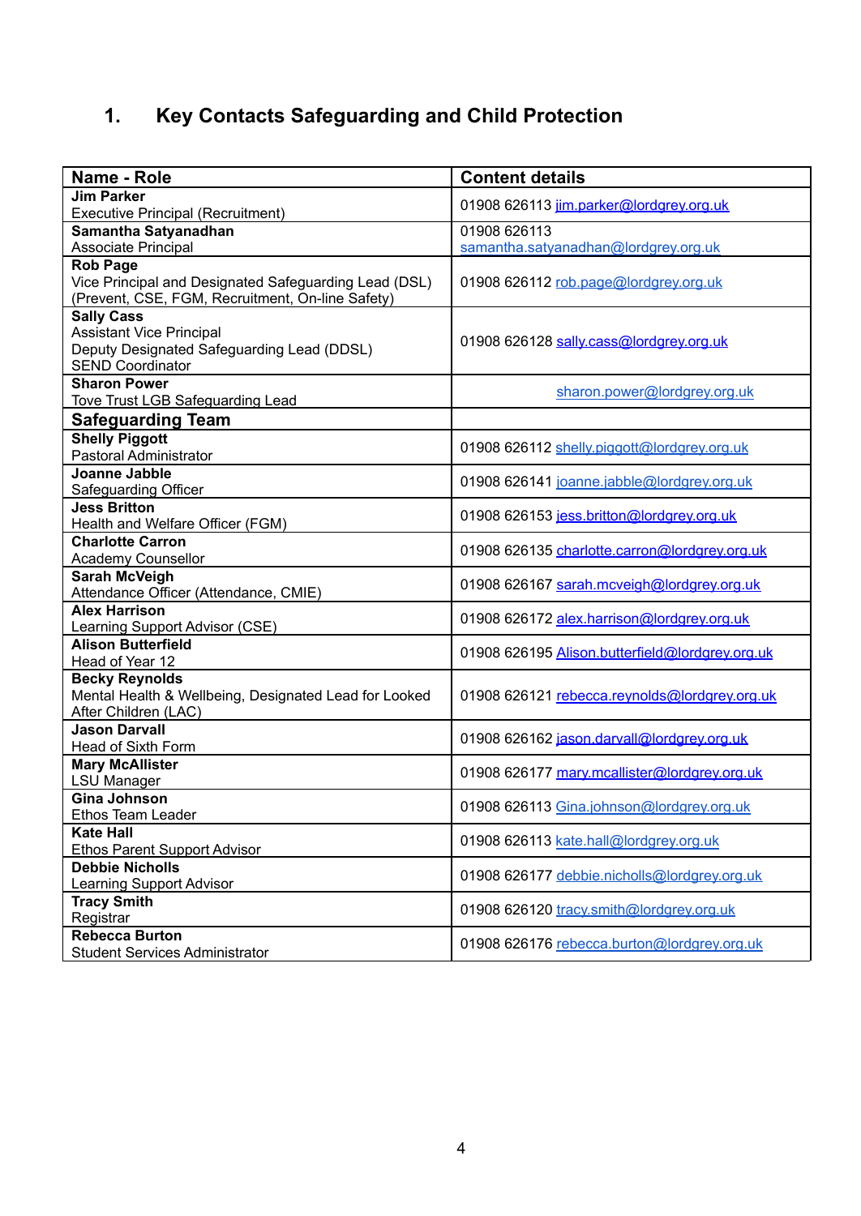# 1. Key Contacts Safeguarding and Child Protection

| Name - Role | Content details |
|---|---|
| **Jim Parker**<br>Executive Principal (Recruitment) | 01908 626113 jim.parker@lordgrey.org.uk |
| **Samantha Satyanadhan**<br>Associate Principal | 01908 626113<br>samantha.satyanadhan@lordgrey.org.uk |
| **Rob Page**<br>Vice Principal and Designated Safeguarding Lead (DSL) (Prevent, CSE, FGM, Recruitment, On-line Safety) | 01908 626112 rob.page@lordgrey.org.uk |
| **Sally Cass**<br>Assistant Vice Principal<br>Deputy Designated Safeguarding Lead (DDSL)<br>SEND Coordinator | 01908 626128 sally.cass@lordgrey.org.uk |
| **Sharon Power**<br>Tove Trust LGB Safeguarding Lead | sharon.power@lordgrey.org.uk |
| **Safeguarding Team** | |
| **Shelly Piggott**<br>Pastoral Administrator | 01908 626112 shelly.piggott@lordgrey.org.uk |
| **Joanne Jabble**<br>Safeguarding Officer | 01908 626141 joanne.jabble@lordgrey.org.uk |
| **Jess Britton**<br>Health and Welfare Officer (FGM) | 01908 626153 jess.britton@lordgrey.org.uk |
| **Charlotte Carron**<br>Academy Counsellor | 01908 626135 charlotte.carron@lordgrey.org.uk |
| **Sarah McVeigh**<br>Attendance Officer (Attendance, CMIE) | 01908 626167 sarah.mcveigh@lordgrey.org.uk |
| **Alex Harrison**<br>Learning Support Advisor (CSE) | 01908 626172 alex.harrison@lordgrey.org.uk |
| **Alison Butterfield**<br>Head of Year 12 | 01908 626195 Alison.butterfield@lordgrey.org.uk |
| **Becky Reynolds**<br>Mental Health & Wellbeing, Designated Lead for Looked After Children (LAC) | 01908 626121 rebecca.reynolds@lordgrey.org.uk |
| **Jason Darvall**<br>Head of Sixth Form | 01908 626162 jason.darvall@lordgrey.org.uk |
| **Mary McAllister**<br>LSU Manager | 01908 626177 mary.mcallister@lordgrey.org.uk |
| **Gina Johnson**<br>Ethos Team Leader | 01908 626113 Gina.johnson@lordgrey.org.uk |
| **Kate Hall**<br>Ethos Parent Support Advisor | 01908 626113 kate.hall@lordgrey.org.uk |
| **Debbie Nicholls**<br>Learning Support Advisor | 01908 626177 debbie.nicholls@lordgrey.org.uk |
| **Tracy Smith**<br>Registrar | 01908 626120 tracy.smith@lordgrey.org.uk |
| **Rebecca Burton**<br>Student Services Administrator | 01908 626176 rebecca.burton@lordgrey.org.uk |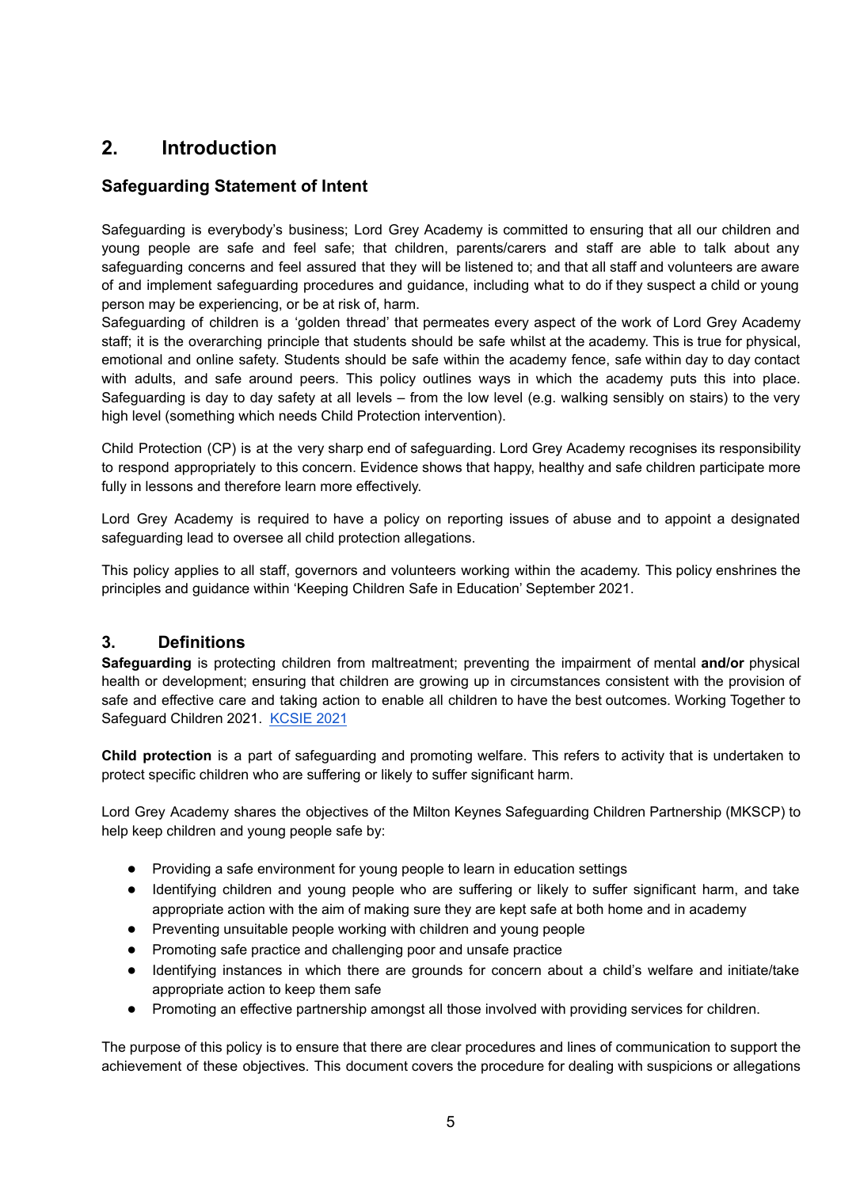## 2. Introduction

### Safeguarding Statement of Intent

Safeguarding is everybody's business; Lord Grey Academy is committed to ensuring that all our children and young people are safe and feel safe; that children, parents/carers and staff are able to talk about any safeguarding concerns and feel assured that they will be listened to; and that all staff and volunteers are aware of and implement safeguarding procedures and guidance, including what to do if they suspect a child or young person may be experiencing, or be at risk of, harm.

Safeguarding of children is a 'golden thread' that permeates every aspect of the work of Lord Grey Academy staff; it is the overarching principle that students should be safe whilst at the academy. This is true for physical, emotional and online safety. Students should be safe within the academy fence, safe within day to day contact with adults, and safe around peers. This policy outlines ways in which the academy puts this into place. Safeguarding is day to day safety at all levels – from the low level (e.g. walking sensibly on stairs) to the very high level (something which needs Child Protection intervention).

Child Protection (CP) is at the very sharp end of safeguarding. Lord Grey Academy recognises its responsibility to respond appropriately to this concern. Evidence shows that happy, healthy and safe children participate more fully in lessons and therefore learn more effectively.

Lord Grey Academy is required to have a policy on reporting issues of abuse and to appoint a designated safeguarding lead to oversee all child protection allegations.

This policy applies to all staff, governors and volunteers working within the academy. This policy enshrines the principles and guidance within 'Keeping Children Safe in Education' September 2021.

## 3. Definitions

**Safeguarding** is protecting children from maltreatment; preventing the impairment of mental **and/or** physical health or development; ensuring that children are growing up in circumstances consistent with the provision of safe and effective care and taking action to enable all children to have the best outcomes. Working Together to Safeguard Children 2021. KCSIE 2021

**Child protection** is a part of safeguarding and promoting welfare. This refers to activity that is undertaken to protect specific children who are suffering or likely to suffer significant harm.

Lord Grey Academy shares the objectives of the Milton Keynes Safeguarding Children Partnership (MKSCP) to help keep children and young people safe by:

- Providing a safe environment for young people to learn in education settings
- Identifying children and young people who are suffering or likely to suffer significant harm, and take appropriate action with the aim of making sure they are kept safe at both home and in academy
- Preventing unsuitable people working with children and young people
- Promoting safe practice and challenging poor and unsafe practice
- Identifying instances in which there are grounds for concern about a child's welfare and initiate/take appropriate action to keep them safe
- Promoting an effective partnership amongst all those involved with providing services for children.

The purpose of this policy is to ensure that there are clear procedures and lines of communication to support the achievement of these objectives. This document covers the procedure for dealing with suspicions or allegations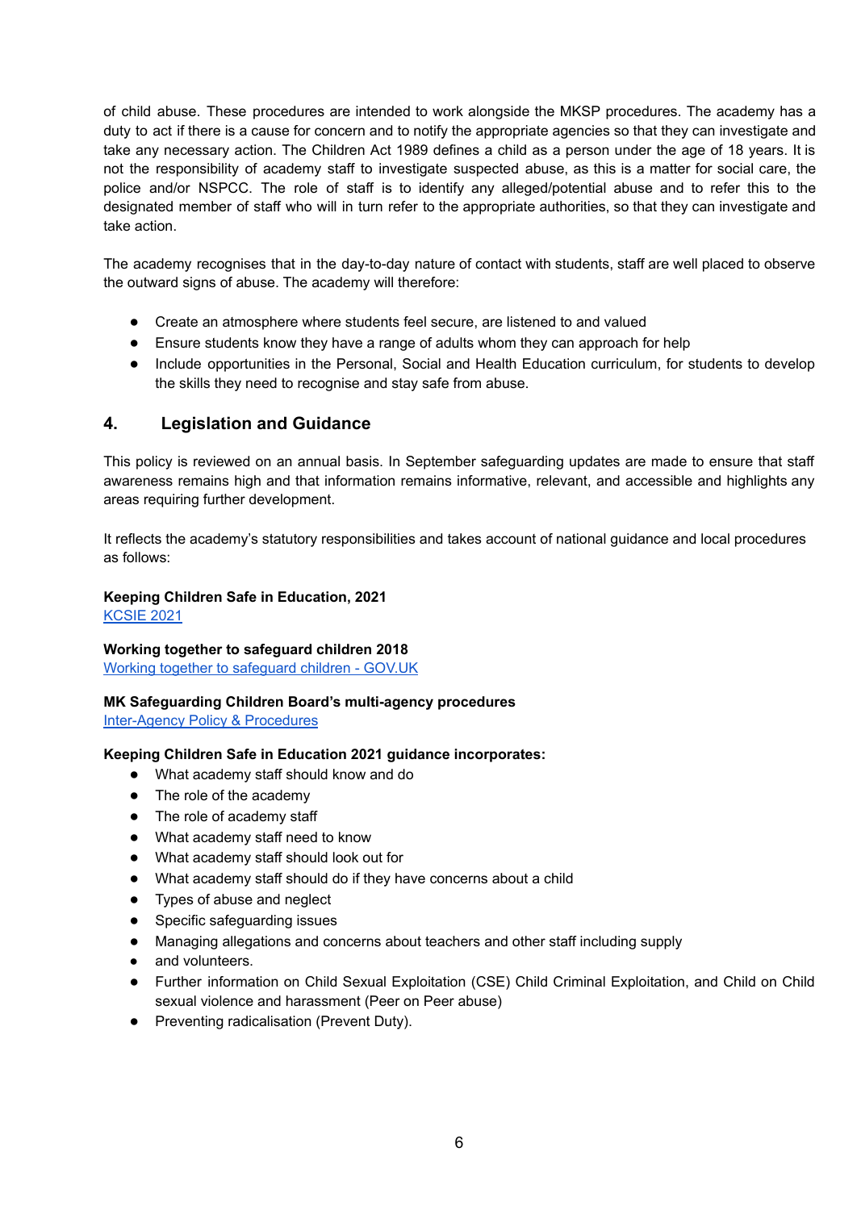of child abuse. These procedures are intended to work alongside the MKSP procedures. The academy has a duty to act if there is a cause for concern and to notify the appropriate agencies so that they can investigate and take any necessary action. The Children Act 1989 defines a child as a person under the age of 18 years. It is not the responsibility of academy staff to investigate suspected abuse, as this is a matter for social care, the police and/or NSPCC. The role of staff is to identify any alleged/potential abuse and to refer this to the designated member of staff who will in turn refer to the appropriate authorities, so that they can investigate and take action.

The academy recognises that in the day-to-day nature of contact with students, staff are well placed to observe the outward signs of abuse. The academy will therefore:

- Create an atmosphere where students feel secure, are listened to and valued
- Ensure students know they have a range of adults whom they can approach for help
- Include opportunities in the Personal, Social and Health Education curriculum, for students to develop the skills they need to recognise and stay safe from abuse.

## 4. Legislation and Guidance

This policy is reviewed on an annual basis. In September safeguarding updates are made to ensure that staff awareness remains high and that information remains informative, relevant, and accessible and highlights any areas requiring further development.

It reflects the academy's statutory responsibilities and takes account of national guidance and local procedures as follows:

**Keeping Children Safe in Education, 2021**
KCSIE 2021

**Working together to safeguard children 2018**
Working together to safeguard children - GOV.UK

**MK Safeguarding Children Board's multi-agency procedures**
Inter-Agency Policy & Procedures

**Keeping Children Safe in Education 2021 guidance incorporates:**

- What academy staff should know and do
- The role of the academy
- The role of academy staff
- What academy staff need to know
- What academy staff should look out for
- What academy staff should do if they have concerns about a child
- Types of abuse and neglect
- Specific safeguarding issues
- Managing allegations and concerns about teachers and other staff including supply
- and volunteers.
- Further information on Child Sexual Exploitation (CSE) Child Criminal Exploitation, and Child on Child sexual violence and harassment (Peer on Peer abuse)
- Preventing radicalisation (Prevent Duty).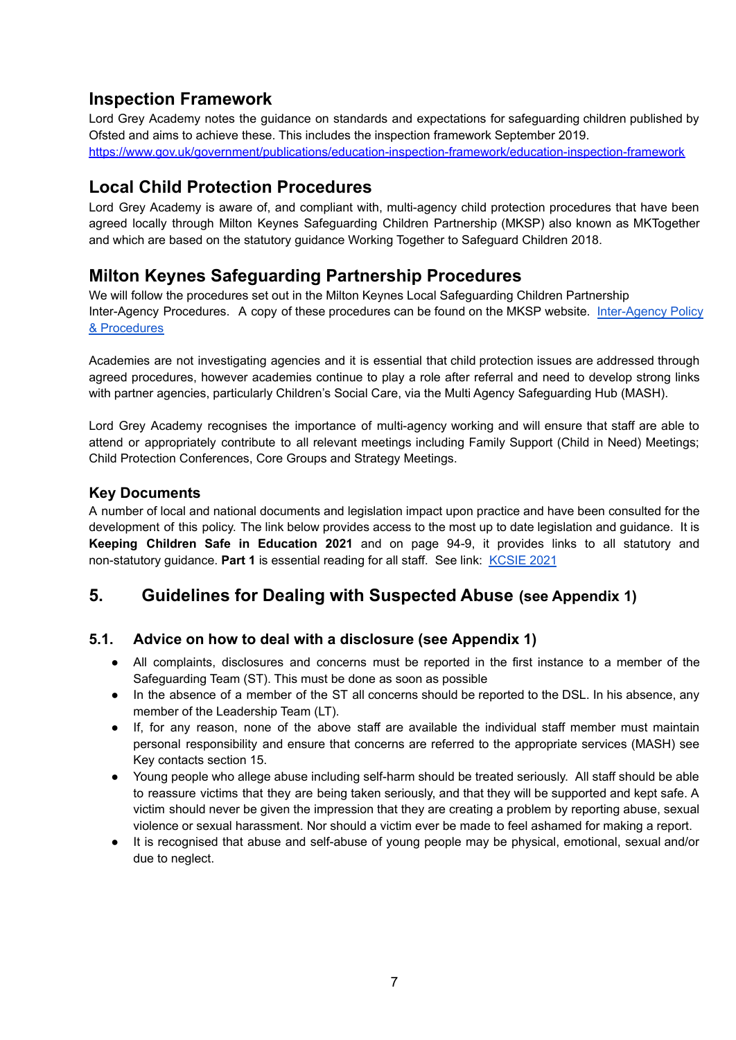## Inspection Framework

Lord Grey Academy notes the guidance on standards and expectations for safeguarding children published by Ofsted and aims to achieve these. This includes the inspection framework September 2019.
https://www.gov.uk/government/publications/education-inspection-framework/education-inspection-framework

## Local Child Protection Procedures

Lord Grey Academy is aware of, and compliant with, multi-agency child protection procedures that have been agreed locally through Milton Keynes Safeguarding Children Partnership (MKSP) also known as MKTogether and which are based on the statutory guidance Working Together to Safeguard Children 2018.

## Milton Keynes Safeguarding Partnership Procedures

We will follow the procedures set out in the Milton Keynes Local Safeguarding Children Partnership Inter-Agency Procedures. A copy of these procedures can be found on the MKSP website. Inter-Agency Policy & Procedures

Academies are not investigating agencies and it is essential that child protection issues are addressed through agreed procedures, however academies continue to play a role after referral and need to develop strong links with partner agencies, particularly Children's Social Care, via the Multi Agency Safeguarding Hub (MASH).

Lord Grey Academy recognises the importance of multi-agency working and will ensure that staff are able to attend or appropriately contribute to all relevant meetings including Family Support (Child in Need) Meetings; Child Protection Conferences, Core Groups and Strategy Meetings.

### Key Documents

A number of local and national documents and legislation impact upon practice and have been consulted for the development of this policy. The link below provides access to the most up to date legislation and guidance. It is **Keeping Children Safe in Education 2021** and on page 94-9, it provides links to all statutory and non-statutory guidance. **Part 1** is essential reading for all staff. See link: KCSIE 2021

## 5. Guidelines for Dealing with Suspected Abuse (see Appendix 1)

### 5.1. Advice on how to deal with a disclosure (see Appendix 1)

- All complaints, disclosures and concerns must be reported in the first instance to a member of the Safeguarding Team (ST). This must be done as soon as possible
- In the absence of a member of the ST all concerns should be reported to the DSL. In his absence, any member of the Leadership Team (LT).
- If, for any reason, none of the above staff are available the individual staff member must maintain personal responsibility and ensure that concerns are referred to the appropriate services (MASH) see Key contacts section 15.
- Young people who allege abuse including self-harm should be treated seriously. All staff should be able to reassure victims that they are being taken seriously, and that they will be supported and kept safe. A victim should never be given the impression that they are creating a problem by reporting abuse, sexual violence or sexual harassment. Nor should a victim ever be made to feel ashamed for making a report.
- It is recognised that abuse and self-abuse of young people may be physical, emotional, sexual and/or due to neglect.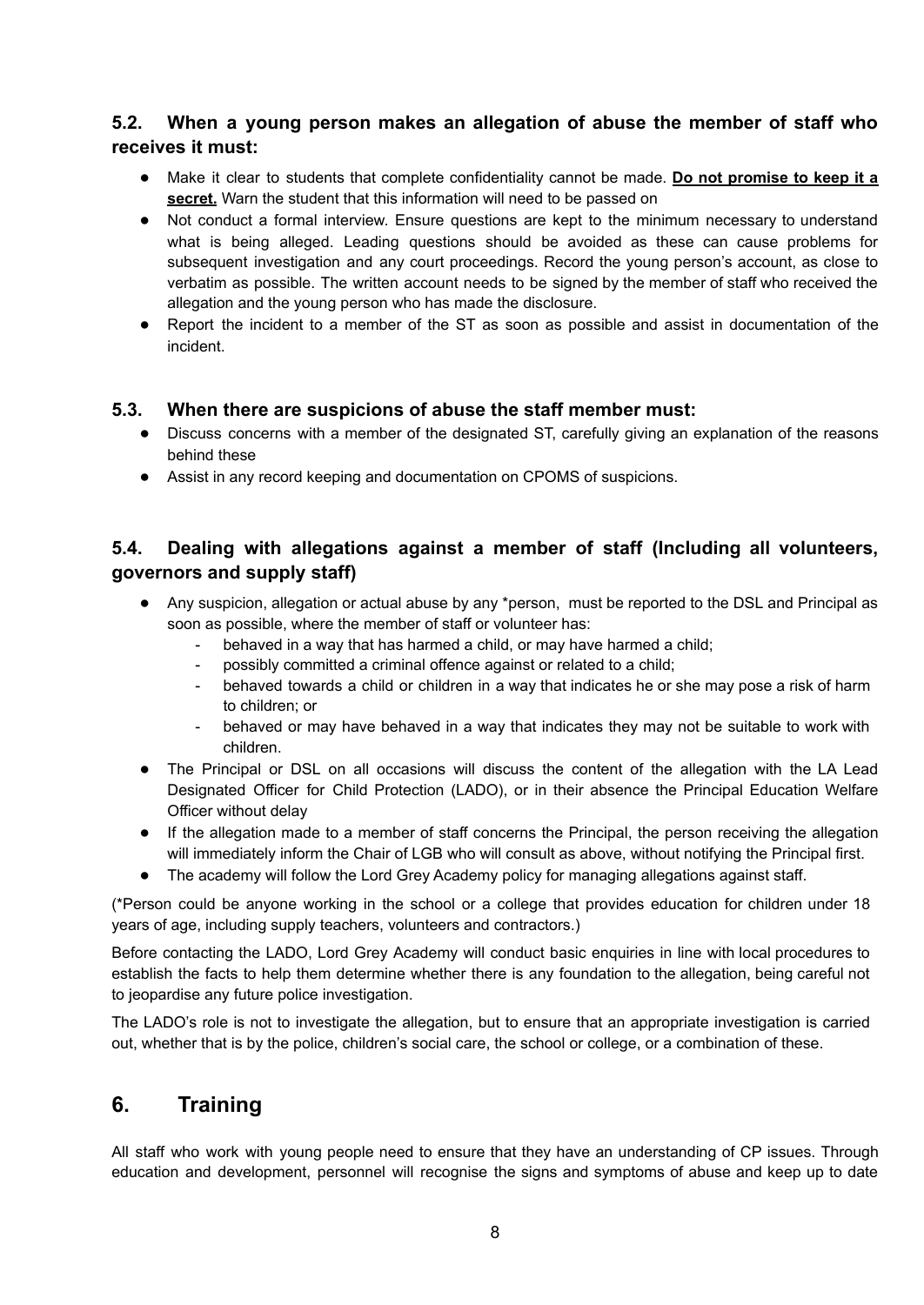### 5.2. When a young person makes an allegation of abuse the member of staff who receives it must:

- Make it clear to students that complete confidentiality cannot be made. **Do not promise to keep it a secret.** Warn the student that this information will need to be passed on
- Not conduct a formal interview. Ensure questions are kept to the minimum necessary to understand what is being alleged. Leading questions should be avoided as these can cause problems for subsequent investigation and any court proceedings. Record the young person's account, as close to verbatim as possible. The written account needs to be signed by the member of staff who received the allegation and the young person who has made the disclosure.
- Report the incident to a member of the ST as soon as possible and assist in documentation of the incident.

### 5.3. When there are suspicions of abuse the staff member must:

- Discuss concerns with a member of the designated ST, carefully giving an explanation of the reasons behind these
- Assist in any record keeping and documentation on CPOMS of suspicions.

### 5.4. Dealing with allegations against a member of staff (Including all volunteers, governors and supply staff)

- Any suspicion, allegation or actual abuse by any *person, must be reported to the DSL and Principal as soon as possible, where the member of staff or volunteer has:
  - behaved in a way that has harmed a child, or may have harmed a child;
  - possibly committed a criminal offence against or related to a child;
  - behaved towards a child or children in a way that indicates he or she may pose a risk of harm to children; or
  - behaved or may have behaved in a way that indicates they may not be suitable to work with children.
- The Principal or DSL on all occasions will discuss the content of the allegation with the LA Lead Designated Officer for Child Protection (LADO), or in their absence the Principal Education Welfare Officer without delay
- If the allegation made to a member of staff concerns the Principal, the person receiving the allegation will immediately inform the Chair of LGB who will consult as above, without notifying the Principal first.
- The academy will follow the Lord Grey Academy policy for managing allegations against staff.

(*Person could be anyone working in the school or a college that provides education for children under 18 years of age, including supply teachers, volunteers and contractors.)

Before contacting the LADO, Lord Grey Academy will conduct basic enquiries in line with local procedures to establish the facts to help them determine whether there is any foundation to the allegation, being careful not to jeopardise any future police investigation.

The LADO's role is not to investigate the allegation, but to ensure that an appropriate investigation is carried out, whether that is by the police, children's social care, the school or college, or a combination of these.

## 6. Training

All staff who work with young people need to ensure that they have an understanding of CP issues. Through education and development, personnel will recognise the signs and symptoms of abuse and keep up to date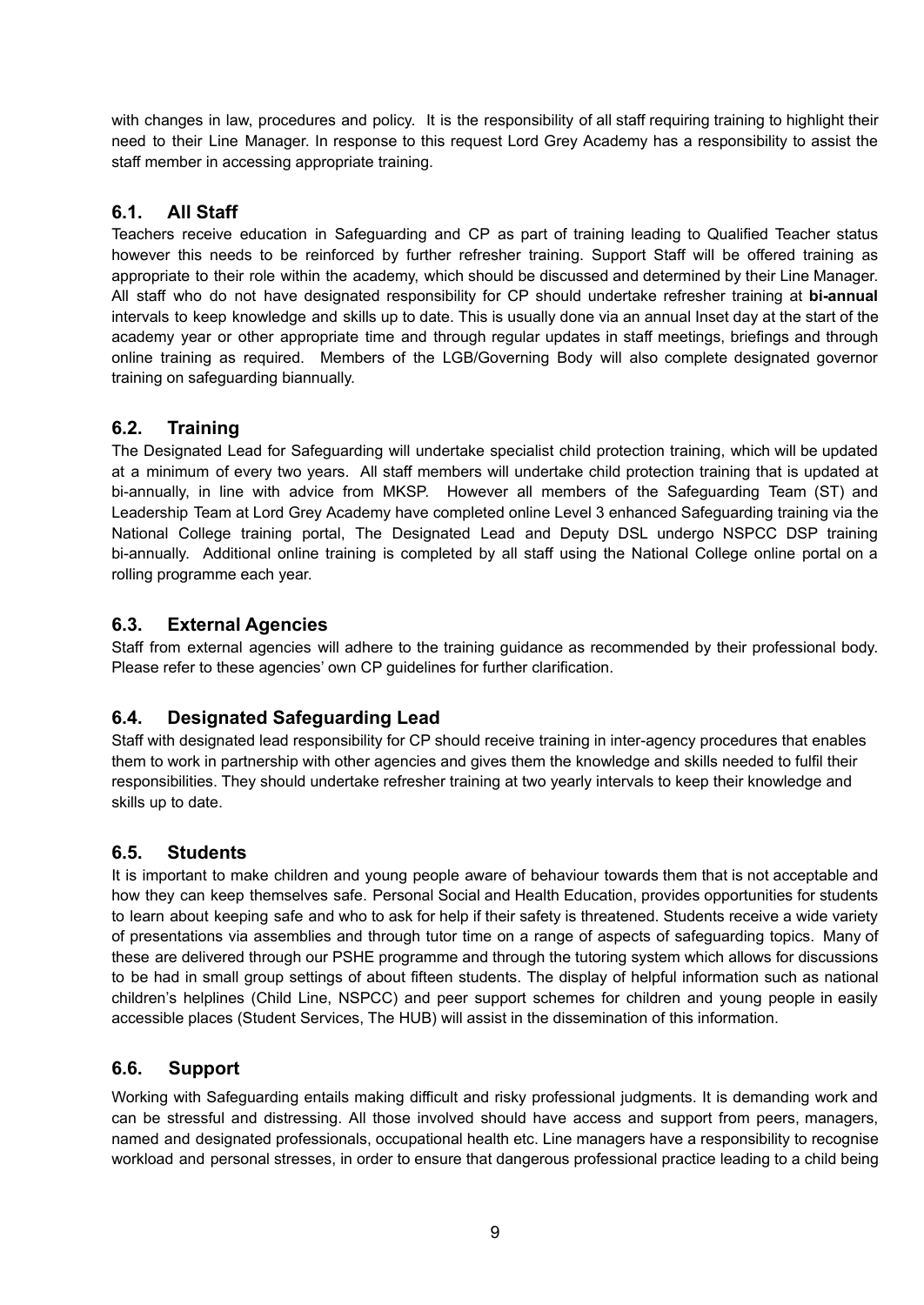with changes in law, procedures and policy. It is the responsibility of all staff requiring training to highlight their need to their Line Manager. In response to this request Lord Grey Academy has a responsibility to assist the staff member in accessing appropriate training.

## 6.1. All Staff

Teachers receive education in Safeguarding and CP as part of training leading to Qualified Teacher status however this needs to be reinforced by further refresher training. Support Staff will be offered training as appropriate to their role within the academy, which should be discussed and determined by their Line Manager. All staff who do not have designated responsibility for CP should undertake refresher training at **bi-annual** intervals to keep knowledge and skills up to date. This is usually done via an annual Inset day at the start of the academy year or other appropriate time and through regular updates in staff meetings, briefings and through online training as required. Members of the LGB/Governing Body will also complete designated governor training on safeguarding biannually.

## 6.2. Training

The Designated Lead for Safeguarding will undertake specialist child protection training, which will be updated at a minimum of every two years. All staff members will undertake child protection training that is updated at bi-annually, in line with advice from MKSP. However all members of the Safeguarding Team (ST) and Leadership Team at Lord Grey Academy have completed online Level 3 enhanced Safeguarding training via the National College training portal, The Designated Lead and Deputy DSL undergo NSPCC DSP training bi-annually. Additional online training is completed by all staff using the National College online portal on a rolling programme each year.

## 6.3. External Agencies

Staff from external agencies will adhere to the training guidance as recommended by their professional body. Please refer to these agencies' own CP guidelines for further clarification.

## 6.4. Designated Safeguarding Lead

Staff with designated lead responsibility for CP should receive training in inter-agency procedures that enables them to work in partnership with other agencies and gives them the knowledge and skills needed to fulfil their responsibilities. They should undertake refresher training at two yearly intervals to keep their knowledge and skills up to date.

## 6.5. Students

It is important to make children and young people aware of behaviour towards them that is not acceptable and how they can keep themselves safe. Personal Social and Health Education, provides opportunities for students to learn about keeping safe and who to ask for help if their safety is threatened. Students receive a wide variety of presentations via assemblies and through tutor time on a range of aspects of safeguarding topics. Many of these are delivered through our PSHE programme and through the tutoring system which allows for discussions to be had in small group settings of about fifteen students. The display of helpful information such as national children's helplines (Child Line, NSPCC) and peer support schemes for children and young people in easily accessible places (Student Services, The HUB) will assist in the dissemination of this information.

## 6.6. Support

Working with Safeguarding entails making difficult and risky professional judgments. It is demanding work and can be stressful and distressing. All those involved should have access and support from peers, managers, named and designated professionals, occupational health etc. Line managers have a responsibility to recognise workload and personal stresses, in order to ensure that dangerous professional practice leading to a child being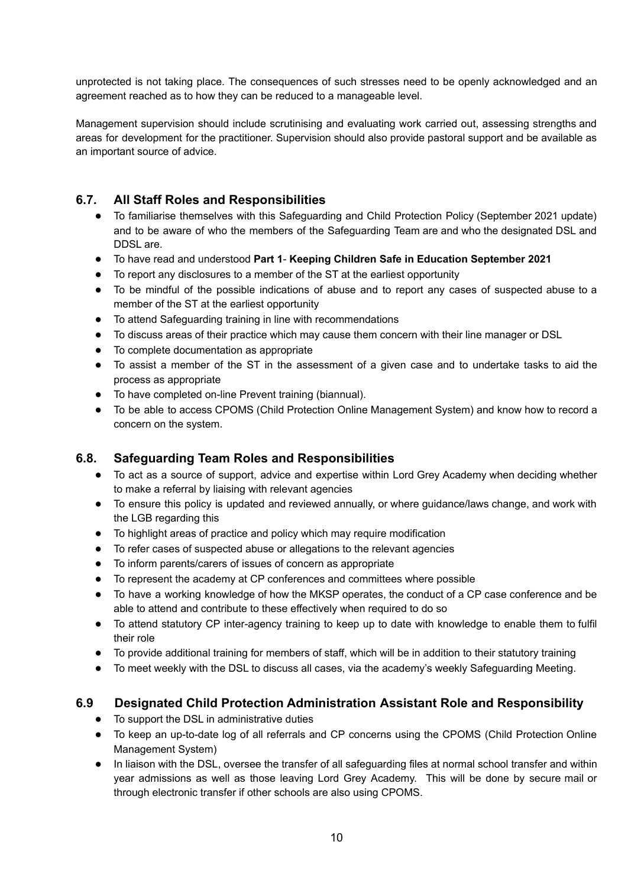unprotected is not taking place. The consequences of such stresses need to be openly acknowledged and an agreement reached as to how they can be reduced to a manageable level.

Management supervision should include scrutinising and evaluating work carried out, assessing strengths and areas for development for the practitioner. Supervision should also provide pastoral support and be available as an important source of advice.

### 6.7. All Staff Roles and Responsibilities

- To familiarise themselves with this Safeguarding and Child Protection Policy (September 2021 update) and to be aware of who the members of the Safeguarding Team are and who the designated DSL and DDSL are.
- To have read and understood **Part 1**- **Keeping Children Safe in Education September 2021**
- To report any disclosures to a member of the ST at the earliest opportunity
- To be mindful of the possible indications of abuse and to report any cases of suspected abuse to a member of the ST at the earliest opportunity
- To attend Safeguarding training in line with recommendations
- To discuss areas of their practice which may cause them concern with their line manager or DSL
- To complete documentation as appropriate
- To assist a member of the ST in the assessment of a given case and to undertake tasks to aid the process as appropriate
- To have completed on-line Prevent training (biannual).
- To be able to access CPOMS (Child Protection Online Management System) and know how to record a concern on the system.

### 6.8. Safeguarding Team Roles and Responsibilities

- To act as a source of support, advice and expertise within Lord Grey Academy when deciding whether to make a referral by liaising with relevant agencies
- To ensure this policy is updated and reviewed annually, or where guidance/laws change, and work with the LGB regarding this
- To highlight areas of practice and policy which may require modification
- To refer cases of suspected abuse or allegations to the relevant agencies
- To inform parents/carers of issues of concern as appropriate
- To represent the academy at CP conferences and committees where possible
- To have a working knowledge of how the MKSP operates, the conduct of a CP case conference and be able to attend and contribute to these effectively when required to do so
- To attend statutory CP inter-agency training to keep up to date with knowledge to enable them to fulfil their role
- To provide additional training for members of staff, which will be in addition to their statutory training
- To meet weekly with the DSL to discuss all cases, via the academy's weekly Safeguarding Meeting.

### 6.9 Designated Child Protection Administration Assistant Role and Responsibility

- To support the DSL in administrative duties
- To keep an up-to-date log of all referrals and CP concerns using the CPOMS (Child Protection Online Management System)
- In liaison with the DSL, oversee the transfer of all safeguarding files at normal school transfer and within year admissions as well as those leaving Lord Grey Academy. This will be done by secure mail or through electronic transfer if other schools are also using CPOMS.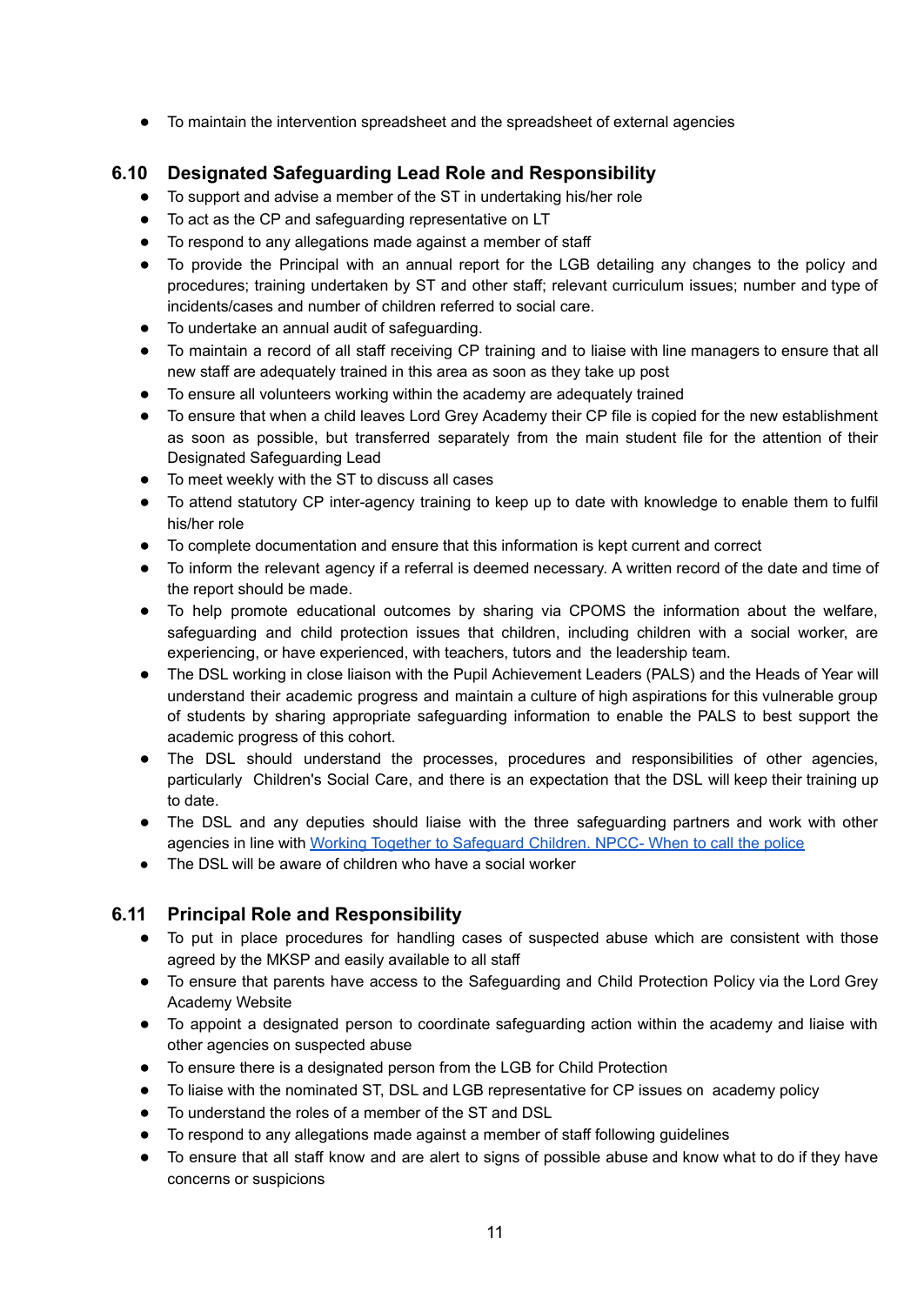- To maintain the intervention spreadsheet and the spreadsheet of external agencies

## 6.10 Designated Safeguarding Lead Role and Responsibility

- To support and advise a member of the ST in undertaking his/her role
- To act as the CP and safeguarding representative on LT
- To respond to any allegations made against a member of staff
- To provide the Principal with an annual report for the LGB detailing any changes to the policy and procedures; training undertaken by ST and other staff; relevant curriculum issues; number and type of incidents/cases and number of children referred to social care.
- To undertake an annual audit of safeguarding.
- To maintain a record of all staff receiving CP training and to liaise with line managers to ensure that all new staff are adequately trained in this area as soon as they take up post
- To ensure all volunteers working within the academy are adequately trained
- To ensure that when a child leaves Lord Grey Academy their CP file is copied for the new establishment as soon as possible, but transferred separately from the main student file for the attention of their Designated Safeguarding Lead
- To meet weekly with the ST to discuss all cases
- To attend statutory CP inter-agency training to keep up to date with knowledge to enable them to fulfil his/her role
- To complete documentation and ensure that this information is kept current and correct
- To inform the relevant agency if a referral is deemed necessary. A written record of the date and time of the report should be made.
- To help promote educational outcomes by sharing via CPOMS the information about the welfare, safeguarding and child protection issues that children, including children with a social worker, are experiencing, or have experienced, with teachers, tutors and the leadership team.
- The DSL working in close liaison with the Pupil Achievement Leaders (PALS) and the Heads of Year will understand their academic progress and maintain a culture of high aspirations for this vulnerable group of students by sharing appropriate safeguarding information to enable the PALS to best support the academic progress of this cohort.
- The DSL should understand the processes, procedures and responsibilities of other agencies, particularly Children's Social Care, and there is an expectation that the DSL will keep their training up to date.
- The DSL and any deputies should liaise with the three safeguarding partners and work with other agencies in line with Working Together to Safeguard Children. NPCC- When to call the police
- The DSL will be aware of children who have a social worker

## 6.11 Principal Role and Responsibility

- To put in place procedures for handling cases of suspected abuse which are consistent with those agreed by the MKSP and easily available to all staff
- To ensure that parents have access to the Safeguarding and Child Protection Policy via the Lord Grey Academy Website
- To appoint a designated person to coordinate safeguarding action within the academy and liaise with other agencies on suspected abuse
- To ensure there is a designated person from the LGB for Child Protection
- To liaise with the nominated ST, DSL and LGB representative for CP issues on academy policy
- To understand the roles of a member of the ST and DSL
- To respond to any allegations made against a member of staff following guidelines
- To ensure that all staff know and are alert to signs of possible abuse and know what to do if they have concerns or suspicions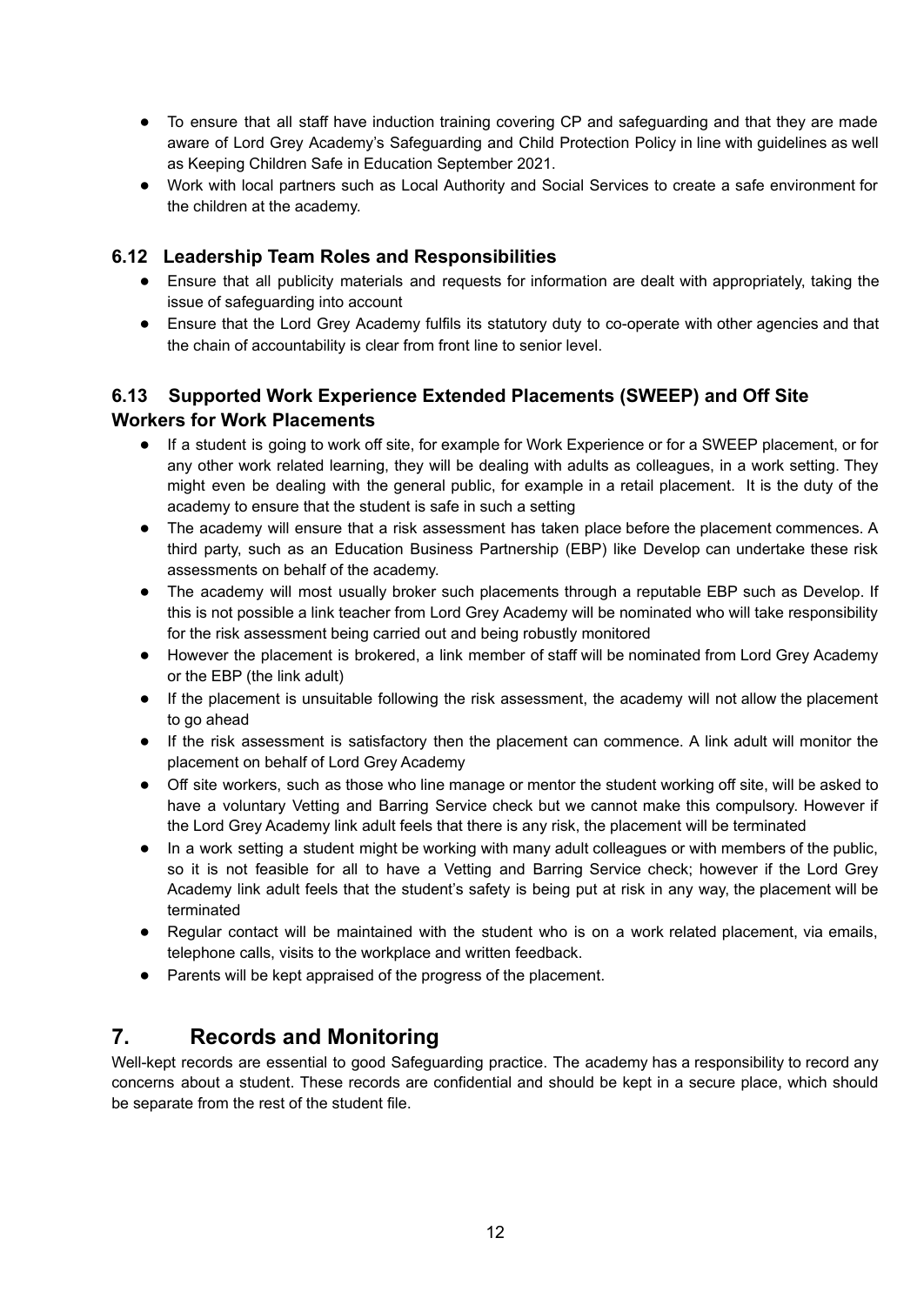- To ensure that all staff have induction training covering CP and safeguarding and that they are made aware of Lord Grey Academy's Safeguarding and Child Protection Policy in line with guidelines as well as Keeping Children Safe in Education September 2021.
- Work with local partners such as Local Authority and Social Services to create a safe environment for the children at the academy.

### 6.12 Leadership Team Roles and Responsibilities

- Ensure that all publicity materials and requests for information are dealt with appropriately, taking the issue of safeguarding into account
- Ensure that the Lord Grey Academy fulfils its statutory duty to co-operate with other agencies and that the chain of accountability is clear from front line to senior level.

### 6.13 Supported Work Experience Extended Placements (SWEEP) and Off Site Workers for Work Placements

- If a student is going to work off site, for example for Work Experience or for a SWEEP placement, or for any other work related learning, they will be dealing with adults as colleagues, in a work setting. They might even be dealing with the general public, for example in a retail placement. It is the duty of the academy to ensure that the student is safe in such a setting
- The academy will ensure that a risk assessment has taken place before the placement commences. A third party, such as an Education Business Partnership (EBP) like Develop can undertake these risk assessments on behalf of the academy.
- The academy will most usually broker such placements through a reputable EBP such as Develop. If this is not possible a link teacher from Lord Grey Academy will be nominated who will take responsibility for the risk assessment being carried out and being robustly monitored
- However the placement is brokered, a link member of staff will be nominated from Lord Grey Academy or the EBP (the link adult)
- If the placement is unsuitable following the risk assessment, the academy will not allow the placement to go ahead
- If the risk assessment is satisfactory then the placement can commence. A link adult will monitor the placement on behalf of Lord Grey Academy
- Off site workers, such as those who line manage or mentor the student working off site, will be asked to have a voluntary Vetting and Barring Service check but we cannot make this compulsory. However if the Lord Grey Academy link adult feels that there is any risk, the placement will be terminated
- In a work setting a student might be working with many adult colleagues or with members of the public, so it is not feasible for all to have a Vetting and Barring Service check; however if the Lord Grey Academy link adult feels that the student's safety is being put at risk in any way, the placement will be terminated
- Regular contact will be maintained with the student who is on a work related placement, via emails, telephone calls, visits to the workplace and written feedback.
- Parents will be kept appraised of the progress of the placement.

## 7. Records and Monitoring

Well-kept records are essential to good Safeguarding practice. The academy has a responsibility to record any concerns about a student. These records are confidential and should be kept in a secure place, which should be separate from the rest of the student file.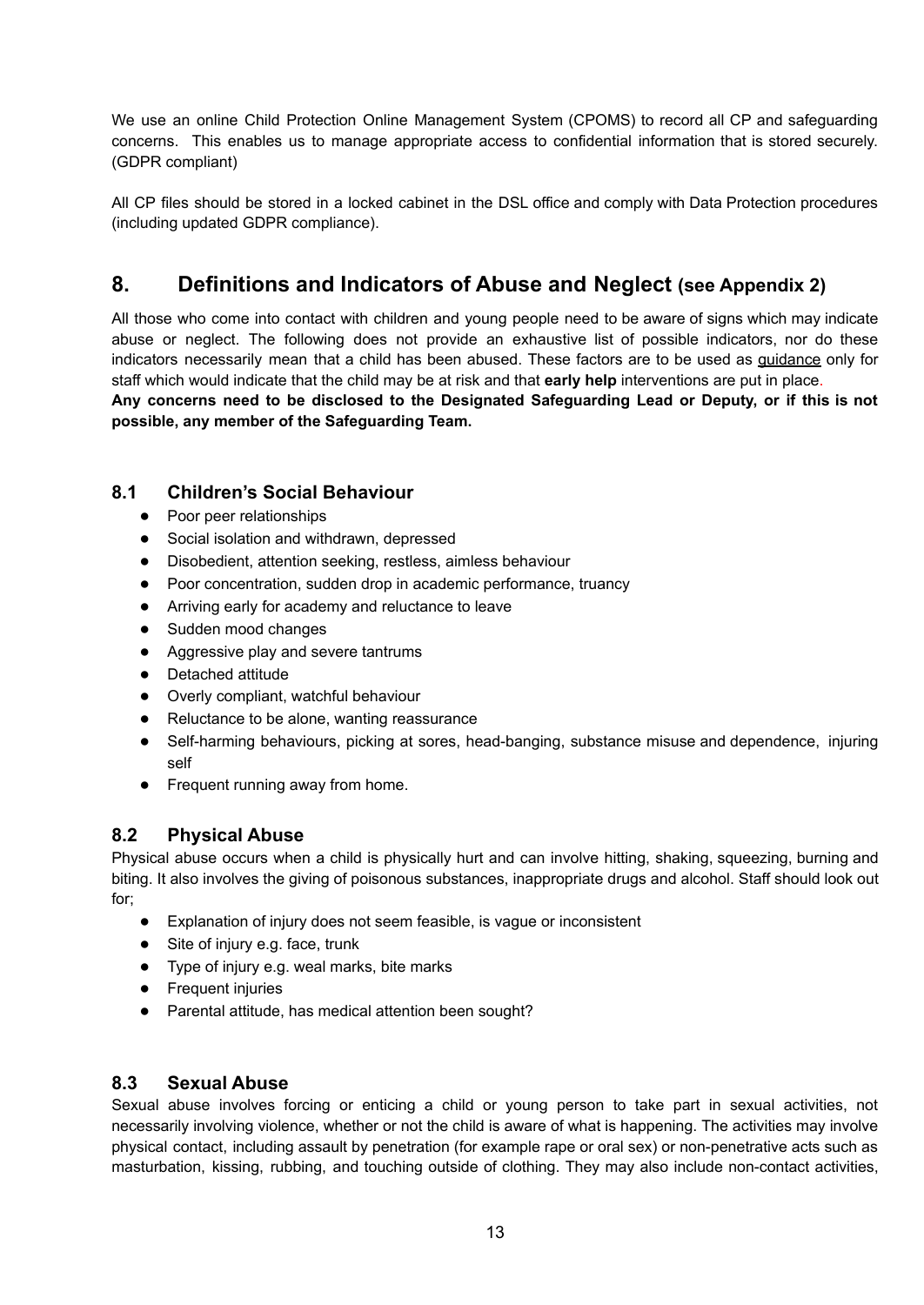We use an online Child Protection Online Management System (CPOMS) to record all CP and safeguarding concerns. This enables us to manage appropriate access to confidential information that is stored securely. (GDPR compliant)

All CP files should be stored in a locked cabinet in the DSL office and comply with Data Protection procedures (including updated GDPR compliance).

## 8. Definitions and Indicators of Abuse and Neglect (see Appendix 2)

All those who come into contact with children and young people need to be aware of signs which may indicate abuse or neglect. The following does not provide an exhaustive list of possible indicators, nor do these indicators necessarily mean that a child has been abused. These factors are to be used as guidance only for staff which would indicate that the child may be at risk and that **early help** interventions are put in place.

**Any concerns need to be disclosed to the Designated Safeguarding Lead or Deputy, or if this is not possible, any member of the Safeguarding Team.**

### 8.1 Children's Social Behaviour

- Poor peer relationships
- Social isolation and withdrawn, depressed
- Disobedient, attention seeking, restless, aimless behaviour
- Poor concentration, sudden drop in academic performance, truancy
- Arriving early for academy and reluctance to leave
- Sudden mood changes
- Aggressive play and severe tantrums
- Detached attitude
- Overly compliant, watchful behaviour
- Reluctance to be alone, wanting reassurance
- Self-harming behaviours, picking at sores, head-banging, substance misuse and dependence, injuring self
- Frequent running away from home.

### 8.2 Physical Abuse

Physical abuse occurs when a child is physically hurt and can involve hitting, shaking, squeezing, burning and biting. It also involves the giving of poisonous substances, inappropriate drugs and alcohol. Staff should look out for;

- Explanation of injury does not seem feasible, is vague or inconsistent
- Site of injury e.g. face, trunk
- Type of injury e.g. weal marks, bite marks
- Frequent injuries
- Parental attitude, has medical attention been sought?

### 8.3 Sexual Abuse

Sexual abuse involves forcing or enticing a child or young person to take part in sexual activities, not necessarily involving violence, whether or not the child is aware of what is happening. The activities may involve physical contact, including assault by penetration (for example rape or oral sex) or non-penetrative acts such as masturbation, kissing, rubbing, and touching outside of clothing. They may also include non-contact activities,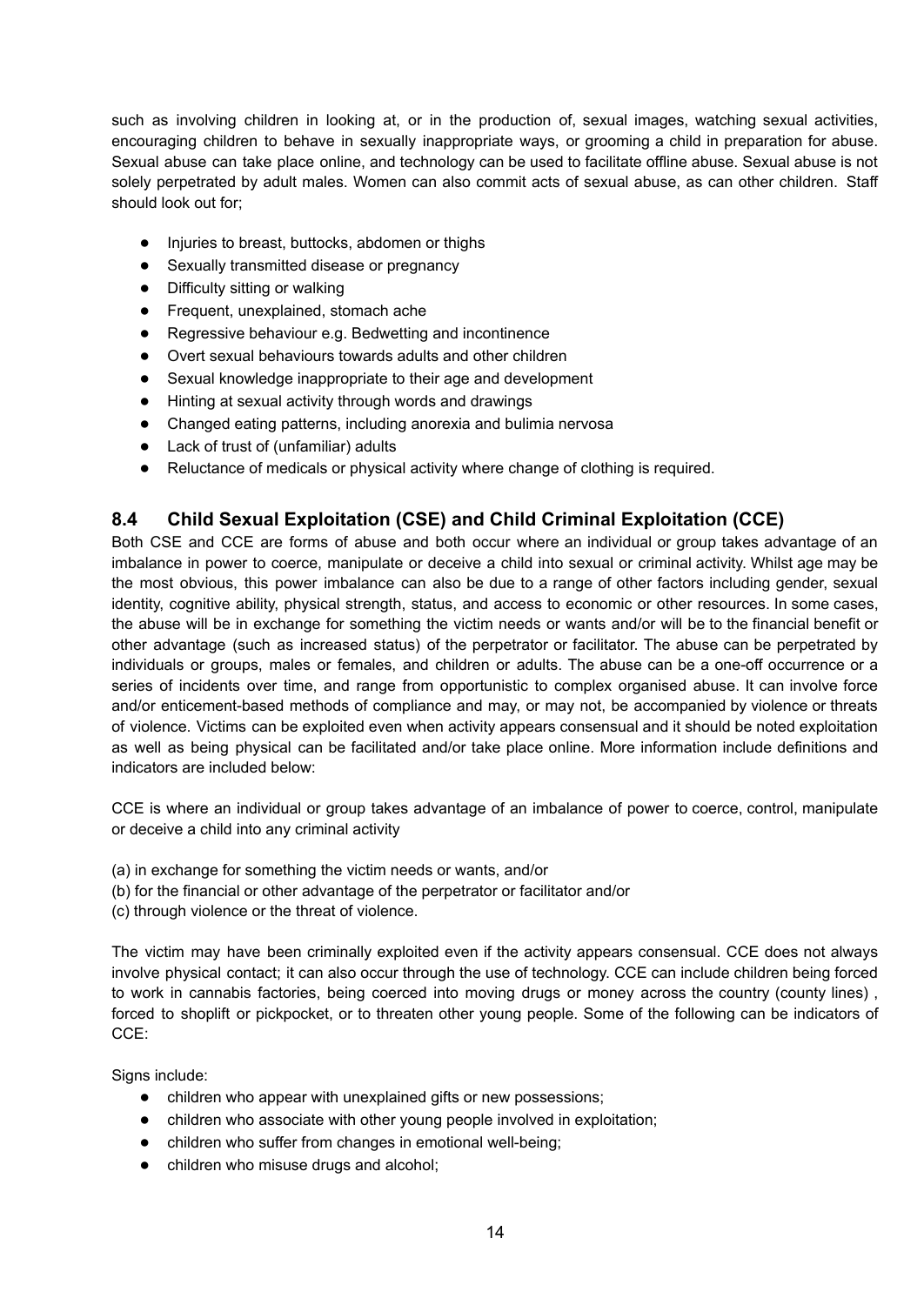such as involving children in looking at, or in the production of, sexual images, watching sexual activities, encouraging children to behave in sexually inappropriate ways, or grooming a child in preparation for abuse. Sexual abuse can take place online, and technology can be used to facilitate offline abuse. Sexual abuse is not solely perpetrated by adult males. Women can also commit acts of sexual abuse, as can other children. Staff should look out for;

- Injuries to breast, buttocks, abdomen or thighs
- Sexually transmitted disease or pregnancy
- Difficulty sitting or walking
- Frequent, unexplained, stomach ache
- Regressive behaviour e.g. Bedwetting and incontinence
- Overt sexual behaviours towards adults and other children
- Sexual knowledge inappropriate to their age and development
- Hinting at sexual activity through words and drawings
- Changed eating patterns, including anorexia and bulimia nervosa
- Lack of trust of (unfamiliar) adults
- Reluctance of medicals or physical activity where change of clothing is required.

## 8.4 Child Sexual Exploitation (CSE) and Child Criminal Exploitation (CCE)

Both CSE and CCE are forms of abuse and both occur where an individual or group takes advantage of an imbalance in power to coerce, manipulate or deceive a child into sexual or criminal activity. Whilst age may be the most obvious, this power imbalance can also be due to a range of other factors including gender, sexual identity, cognitive ability, physical strength, status, and access to economic or other resources. In some cases, the abuse will be in exchange for something the victim needs or wants and/or will be to the financial benefit or other advantage (such as increased status) of the perpetrator or facilitator. The abuse can be perpetrated by individuals or groups, males or females, and children or adults. The abuse can be a one-off occurrence or a series of incidents over time, and range from opportunistic to complex organised abuse. It can involve force and/or enticement-based methods of compliance and may, or may not, be accompanied by violence or threats of violence. Victims can be exploited even when activity appears consensual and it should be noted exploitation as well as being physical can be facilitated and/or take place online. More information include definitions and indicators are included below:

CCE is where an individual or group takes advantage of an imbalance of power to coerce, control, manipulate or deceive a child into any criminal activity

(a) in exchange for something the victim needs or wants, and/or
(b) for the financial or other advantage of the perpetrator or facilitator and/or
(c) through violence or the threat of violence.

The victim may have been criminally exploited even if the activity appears consensual. CCE does not always involve physical contact; it can also occur through the use of technology. CCE can include children being forced to work in cannabis factories, being coerced into moving drugs or money across the country (county lines) , forced to shoplift or pickpocket, or to threaten other young people. Some of the following can be indicators of CCE:

Signs include:

- children who appear with unexplained gifts or new possessions;
- children who associate with other young people involved in exploitation;
- children who suffer from changes in emotional well-being;
- children who misuse drugs and alcohol;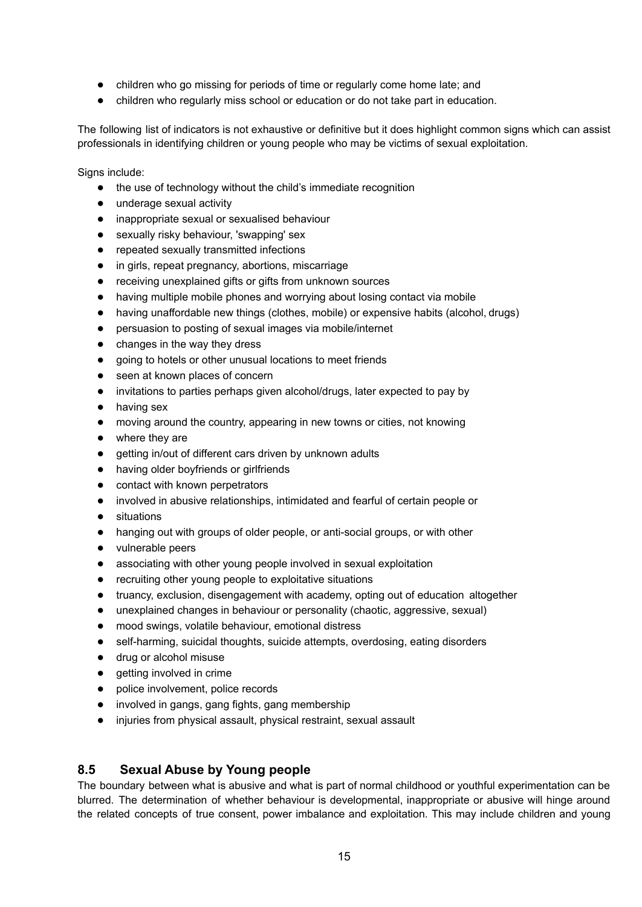- children who go missing for periods of time or regularly come home late; and
- children who regularly miss school or education or do not take part in education.

The following list of indicators is not exhaustive or definitive but it does highlight common signs which can assist professionals in identifying children or young people who may be victims of sexual exploitation.

Signs include:

- the use of technology without the child's immediate recognition
- underage sexual activity
- inappropriate sexual or sexualised behaviour
- sexually risky behaviour, 'swapping' sex
- repeated sexually transmitted infections
- in girls, repeat pregnancy, abortions, miscarriage
- receiving unexplained gifts or gifts from unknown sources
- having multiple mobile phones and worrying about losing contact via mobile
- having unaffordable new things (clothes, mobile) or expensive habits (alcohol, drugs)
- persuasion to posting of sexual images via mobile/internet
- changes in the way they dress
- going to hotels or other unusual locations to meet friends
- seen at known places of concern
- invitations to parties perhaps given alcohol/drugs, later expected to pay by
- having sex
- moving around the country, appearing in new towns or cities, not knowing
- where they are
- getting in/out of different cars driven by unknown adults
- having older boyfriends or girlfriends
- contact with known perpetrators
- involved in abusive relationships, intimidated and fearful of certain people or
- situations
- hanging out with groups of older people, or anti-social groups, or with other
- vulnerable peers
- associating with other young people involved in sexual exploitation
- recruiting other young people to exploitative situations
- truancy, exclusion, disengagement with academy, opting out of education altogether
- unexplained changes in behaviour or personality (chaotic, aggressive, sexual)
- mood swings, volatile behaviour, emotional distress
- self-harming, suicidal thoughts, suicide attempts, overdosing, eating disorders
- drug or alcohol misuse
- getting involved in crime
- police involvement, police records
- involved in gangs, gang fights, gang membership
- injuries from physical assault, physical restraint, sexual assault

## 8.5 Sexual Abuse by Young people

The boundary between what is abusive and what is part of normal childhood or youthful experimentation can be blurred. The determination of whether behaviour is developmental, inappropriate or abusive will hinge around the related concepts of true consent, power imbalance and exploitation. This may include children and young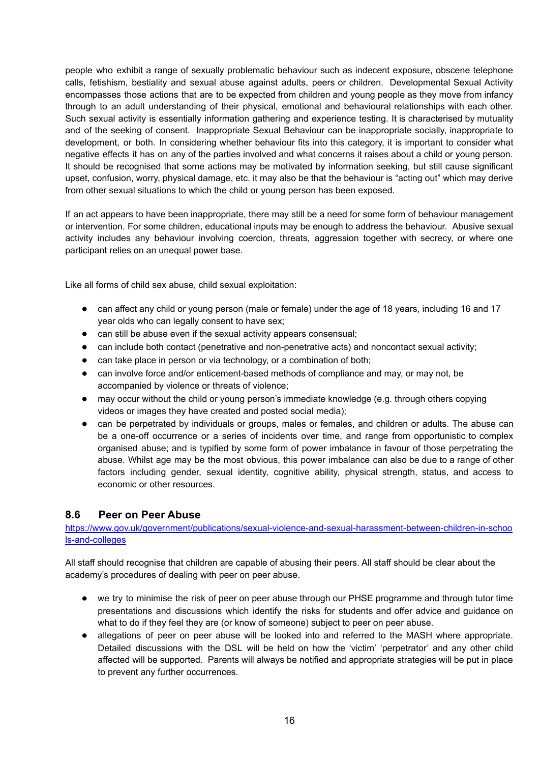people who exhibit a range of sexually problematic behaviour such as indecent exposure, obscene telephone calls, fetishism, bestiality and sexual abuse against adults, peers or children. Developmental Sexual Activity encompasses those actions that are to be expected from children and young people as they move from infancy through to an adult understanding of their physical, emotional and behavioural relationships with each other. Such sexual activity is essentially information gathering and experience testing. It is characterised by mutuality and of the seeking of consent. Inappropriate Sexual Behaviour can be inappropriate socially, inappropriate to development, or both. In considering whether behaviour fits into this category, it is important to consider what negative effects it has on any of the parties involved and what concerns it raises about a child or young person. It should be recognised that some actions may be motivated by information seeking, but still cause significant upset, confusion, worry, physical damage, etc. it may also be that the behaviour is "acting out" which may derive from other sexual situations to which the child or young person has been exposed.

If an act appears to have been inappropriate, there may still be a need for some form of behaviour management or intervention. For some children, educational inputs may be enough to address the behaviour. Abusive sexual activity includes any behaviour involving coercion, threats, aggression together with secrecy, or where one participant relies on an unequal power base.

Like all forms of child sex abuse, child sexual exploitation:

- can affect any child or young person (male or female) under the age of 18 years, including 16 and 17 year olds who can legally consent to have sex;
- can still be abuse even if the sexual activity appears consensual;
- can include both contact (penetrative and non-penetrative acts) and noncontact sexual activity;
- can take place in person or via technology, or a combination of both;
- can involve force and/or enticement-based methods of compliance and may, or may not, be accompanied by violence or threats of violence;
- may occur without the child or young person's immediate knowledge (e.g. through others copying videos or images they have created and posted social media);
- can be perpetrated by individuals or groups, males or females, and children or adults. The abuse can be a one-off occurrence or a series of incidents over time, and range from opportunistic to complex organised abuse; and is typified by some form of power imbalance in favour of those perpetrating the abuse. Whilst age may be the most obvious, this power imbalance can also be due to a range of other factors including gender, sexual identity, cognitive ability, physical strength, status, and access to economic or other resources.

## 8.6 Peer on Peer Abuse

https://www.gov.uk/government/publications/sexual-violence-and-sexual-harassment-between-children-in-schools-and-colleges

All staff should recognise that children are capable of abusing their peers. All staff should be clear about the academy's procedures of dealing with peer on peer abuse.

- we try to minimise the risk of peer on peer abuse through our PHSE programme and through tutor time presentations and discussions which identify the risks for students and offer advice and guidance on what to do if they feel they are (or know of someone) subject to peer on peer abuse.
- allegations of peer on peer abuse will be looked into and referred to the MASH where appropriate. Detailed discussions with the DSL will be held on how the 'victim' 'perpetrator' and any other child affected will be supported. Parents will always be notified and appropriate strategies will be put in place to prevent any further occurrences.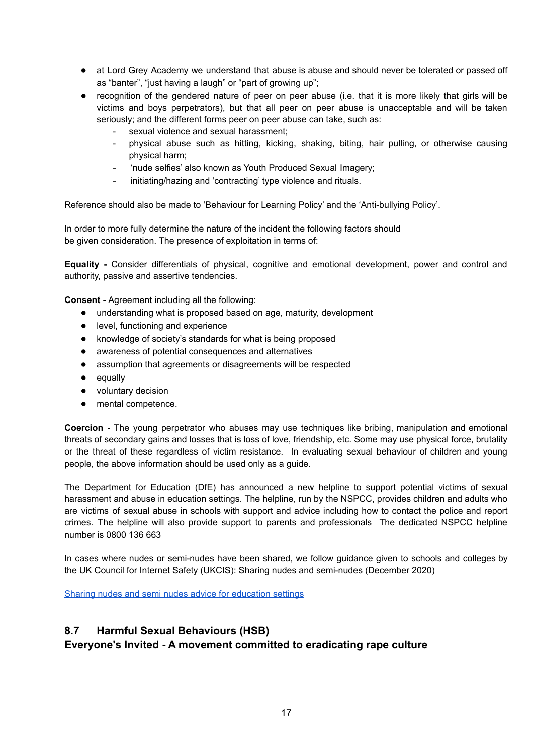- at Lord Grey Academy we understand that abuse is abuse and should never be tolerated or passed off as "banter", "just having a laugh" or "part of growing up";
- recognition of the gendered nature of peer on peer abuse (i.e. that it is more likely that girls will be victims and boys perpetrators), but that all peer on peer abuse is unacceptable and will be taken seriously; and the different forms peer on peer abuse can take, such as:
  - sexual violence and sexual harassment;
  - physical abuse such as hitting, kicking, shaking, biting, hair pulling, or otherwise causing physical harm;
  - 'nude selfies' also known as Youth Produced Sexual Imagery;
  - initiating/hazing and 'contracting' type violence and rituals.

Reference should also be made to 'Behaviour for Learning Policy' and the 'Anti-bullying Policy'.

In order to more fully determine the nature of the incident the following factors should be given consideration. The presence of exploitation in terms of:

**Equality -** Consider differentials of physical, cognitive and emotional development, power and control and authority, passive and assertive tendencies.

**Consent -** Agreement including all the following:

- understanding what is proposed based on age, maturity, development
- level, functioning and experience
- knowledge of society's standards for what is being proposed
- awareness of potential consequences and alternatives
- assumption that agreements or disagreements will be respected
- equally
- voluntary decision
- mental competence.

**Coercion -** The young perpetrator who abuses may use techniques like bribing, manipulation and emotional threats of secondary gains and losses that is loss of love, friendship, etc. Some may use physical force, brutality or the threat of these regardless of victim resistance. In evaluating sexual behaviour of children and young people, the above information should be used only as a guide.

The Department for Education (DfE) has announced a new helpline to support potential victims of sexual harassment and abuse in education settings. The helpline, run by the NSPCC, provides children and adults who are victims of sexual abuse in schools with support and advice including how to contact the police and report crimes. The helpline will also provide support to parents and professionals The dedicated NSPCC helpline number is 0800 136 663

In cases where nudes or semi-nudes have been shared, we follow guidance given to schools and colleges by the UK Council for Internet Safety (UKCIS): Sharing nudes and semi-nudes (December 2020)

[Sharing nudes and semi nudes advice for education settings]

## 8.7 Harmful Sexual Behaviours (HSB)

**Everyone's Invited - A movement committed to eradicating rape culture**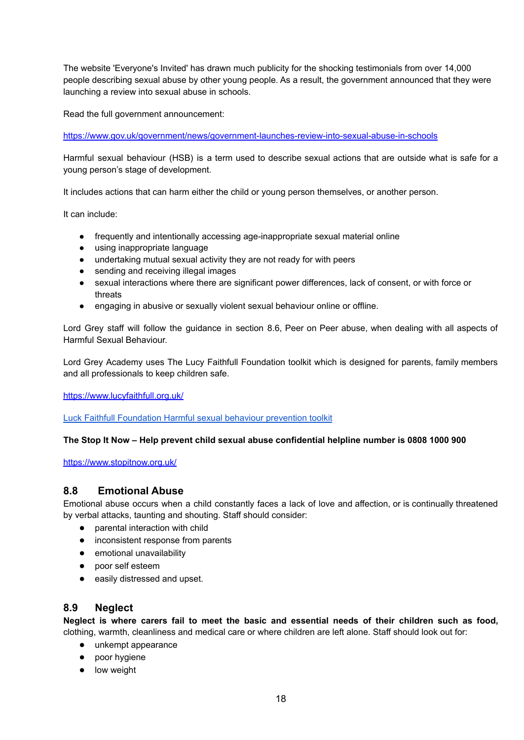The website 'Everyone's Invited' has drawn much publicity for the shocking testimonials from over 14,000 people describing sexual abuse by other young people. As a result, the government announced that they were launching a review into sexual abuse in schools.

Read the full government announcement:

[https://www.gov.uk/government/news/government-launches-review-into-sexual-abuse-in-schools](https://www.gov.uk/government/news/government-launches-review-into-sexual-abuse-in-schools)

Harmful sexual behaviour (HSB) is a term used to describe sexual actions that are outside what is safe for a young person's stage of development.

It includes actions that can harm either the child or young person themselves, or another person.

It can include:

- frequently and intentionally accessing age-inappropriate sexual material online
- using inappropriate language
- undertaking mutual sexual activity they are not ready for with peers
- sending and receiving illegal images
- sexual interactions where there are significant power differences, lack of consent, or with force or threats
- engaging in abusive or sexually violent sexual behaviour online or offline.

Lord Grey staff will follow the guidance in section 8.6, Peer on Peer abuse, when dealing with all aspects of Harmful Sexual Behaviour.

Lord Grey Academy uses The Lucy Faithfull Foundation toolkit which is designed for parents, family members and all professionals to keep children safe.

[https://www.lucyfaithfull.org.uk/](https://www.lucyfaithfull.org.uk/)

Luck Faithfull Foundation Harmful sexual behaviour prevention toolkit

**The Stop It Now – Help prevent child sexual abuse confidential helpline number is 0808 1000 900**

[https://www.stopitnow.org.uk/](https://www.stopitnow.org.uk/)

## 8.8 Emotional Abuse

Emotional abuse occurs when a child constantly faces a lack of love and affection, or is continually threatened by verbal attacks, taunting and shouting. Staff should consider:

- parental interaction with child
- inconsistent response from parents
- emotional unavailability
- poor self esteem
- easily distressed and upset.

## 8.9 Neglect

**Neglect is where carers fail to meet the basic and essential needs of their children such as food,** clothing, warmth, cleanliness and medical care or where children are left alone. Staff should look out for:

- unkempt appearance
- poor hygiene
- low weight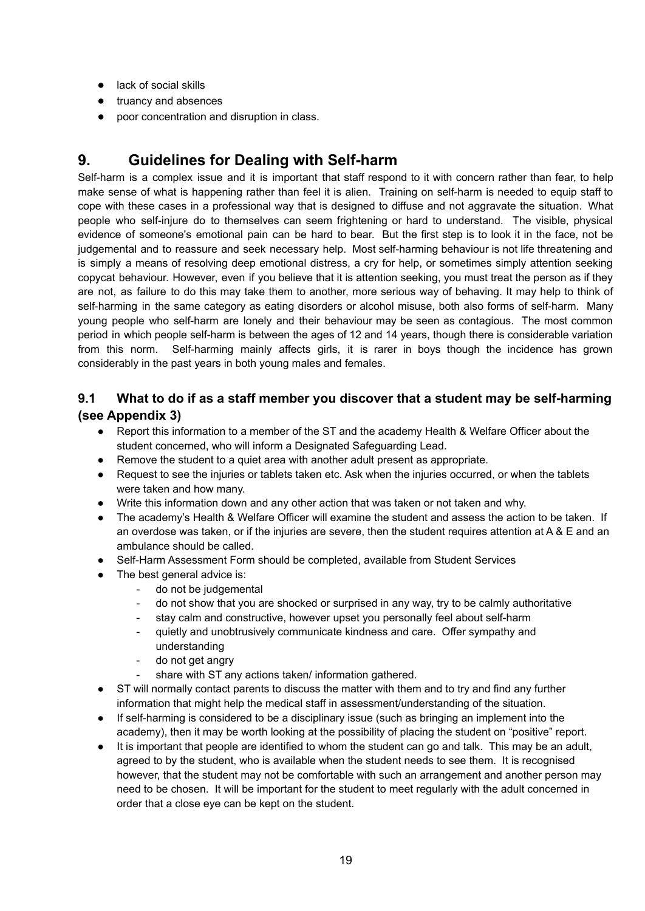- lack of social skills
- truancy and absences
- poor concentration and disruption in class.

## 9. Guidelines for Dealing with Self-harm

Self-harm is a complex issue and it is important that staff respond to it with concern rather than fear, to help make sense of what is happening rather than feel it is alien. Training on self-harm is needed to equip staff to cope with these cases in a professional way that is designed to diffuse and not aggravate the situation. What people who self-injure do to themselves can seem frightening or hard to understand. The visible, physical evidence of someone's emotional pain can be hard to bear. But the first step is to look it in the face, not be judgemental and to reassure and seek necessary help. Most self-harming behaviour is not life threatening and is simply a means of resolving deep emotional distress, a cry for help, or sometimes simply attention seeking copycat behaviour. However, even if you believe that it is attention seeking, you must treat the person as if they are not, as failure to do this may take them to another, more serious way of behaving. It may help to think of self-harming in the same category as eating disorders or alcohol misuse, both also forms of self-harm. Many young people who self-harm are lonely and their behaviour may be seen as contagious. The most common period in which people self-harm is between the ages of 12 and 14 years, though there is considerable variation from this norm. Self-harming mainly affects girls, it is rarer in boys though the incidence has grown considerably in the past years in both young males and females.

### 9.1 What to do if as a staff member you discover that a student may be self-harming (see Appendix 3)

- Report this information to a member of the ST and the academy Health & Welfare Officer about the student concerned, who will inform a Designated Safeguarding Lead.
- Remove the student to a quiet area with another adult present as appropriate.
- Request to see the injuries or tablets taken etc. Ask when the injuries occurred, or when the tablets were taken and how many.
- Write this information down and any other action that was taken or not taken and why.
- The academy's Health & Welfare Officer will examine the student and assess the action to be taken. If an overdose was taken, or if the injuries are severe, then the student requires attention at A & E and an ambulance should be called.
- Self-Harm Assessment Form should be completed, available from Student Services
- The best general advice is:
  - do not be judgemental
  - do not show that you are shocked or surprised in any way, try to be calmly authoritative
  - stay calm and constructive, however upset you personally feel about self-harm
  - quietly and unobtrusively communicate kindness and care. Offer sympathy and understanding
  - do not get angry
  - share with ST any actions taken/ information gathered.
- ST will normally contact parents to discuss the matter with them and to try and find any further information that might help the medical staff in assessment/understanding of the situation.
- If self-harming is considered to be a disciplinary issue (such as bringing an implement into the academy), then it may be worth looking at the possibility of placing the student on "positive" report.
- It is important that people are identified to whom the student can go and talk. This may be an adult, agreed to by the student, who is available when the student needs to see them. It is recognised however, that the student may not be comfortable with such an arrangement and another person may need to be chosen. It will be important for the student to meet regularly with the adult concerned in order that a close eye can be kept on the student.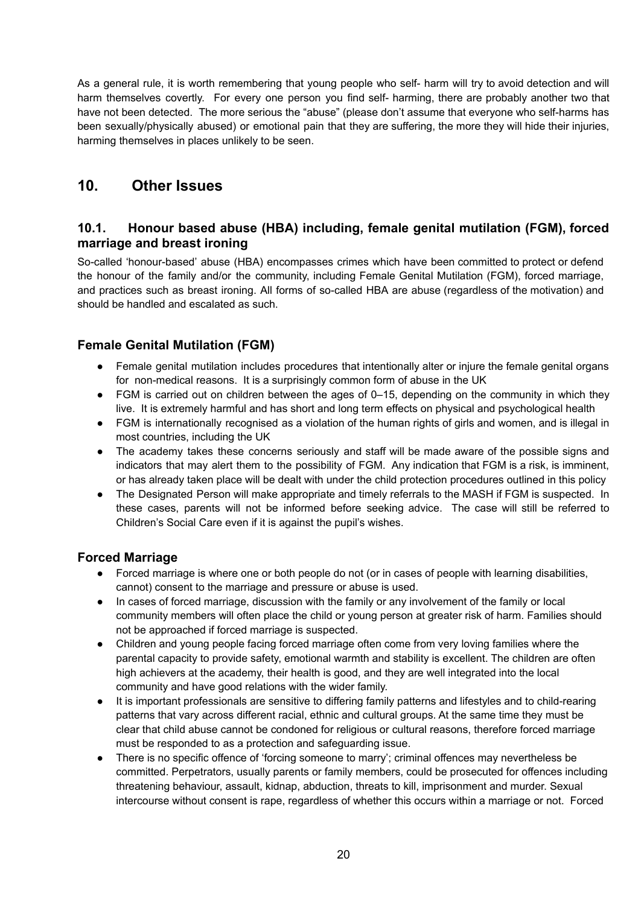As a general rule, it is worth remembering that young people who self- harm will try to avoid detection and will harm themselves covertly. For every one person you find self- harming, there are probably another two that have not been detected. The more serious the "abuse" (please don't assume that everyone who self-harms has been sexually/physically abused) or emotional pain that they are suffering, the more they will hide their injuries, harming themselves in places unlikely to be seen.

## 10. Other Issues

### 10.1. Honour based abuse (HBA) including, female genital mutilation (FGM), forced marriage and breast ironing

So-called 'honour-based' abuse (HBA) encompasses crimes which have been committed to protect or defend the honour of the family and/or the community, including Female Genital Mutilation (FGM), forced marriage, and practices such as breast ironing. All forms of so-called HBA are abuse (regardless of the motivation) and should be handled and escalated as such.

### Female Genital Mutilation (FGM)

- Female genital mutilation includes procedures that intentionally alter or injure the female genital organs for non-medical reasons. It is a surprisingly common form of abuse in the UK
- FGM is carried out on children between the ages of 0–15, depending on the community in which they live. It is extremely harmful and has short and long term effects on physical and psychological health
- FGM is internationally recognised as a violation of the human rights of girls and women, and is illegal in most countries, including the UK
- The academy takes these concerns seriously and staff will be made aware of the possible signs and indicators that may alert them to the possibility of FGM. Any indication that FGM is a risk, is imminent, or has already taken place will be dealt with under the child protection procedures outlined in this policy
- The Designated Person will make appropriate and timely referrals to the MASH if FGM is suspected. In these cases, parents will not be informed before seeking advice. The case will still be referred to Children's Social Care even if it is against the pupil's wishes.

### Forced Marriage

- Forced marriage is where one or both people do not (or in cases of people with learning disabilities, cannot) consent to the marriage and pressure or abuse is used.
- In cases of forced marriage, discussion with the family or any involvement of the family or local community members will often place the child or young person at greater risk of harm. Families should not be approached if forced marriage is suspected.
- Children and young people facing forced marriage often come from very loving families where the parental capacity to provide safety, emotional warmth and stability is excellent. The children are often high achievers at the academy, their health is good, and they are well integrated into the local community and have good relations with the wider family.
- It is important professionals are sensitive to differing family patterns and lifestyles and to child-rearing patterns that vary across different racial, ethnic and cultural groups. At the same time they must be clear that child abuse cannot be condoned for religious or cultural reasons, therefore forced marriage must be responded to as a protection and safeguarding issue.
- There is no specific offence of 'forcing someone to marry'; criminal offences may nevertheless be committed. Perpetrators, usually parents or family members, could be prosecuted for offences including threatening behaviour, assault, kidnap, abduction, threats to kill, imprisonment and murder. Sexual intercourse without consent is rape, regardless of whether this occurs within a marriage or not. Forced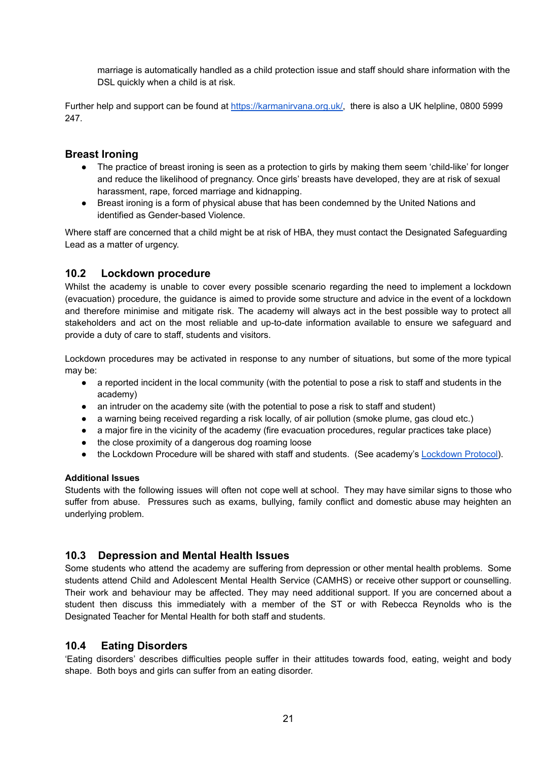marriage is automatically handled as a child protection issue and staff should share information with the DSL quickly when a child is at risk.

Further help and support can be found at [https://karmanirvana.org.uk/](https://karmanirvana.org.uk/), there is also a UK helpline, 0800 5999 247.

### Breast Ironing

- The practice of breast ironing is seen as a protection to girls by making them seem 'child-like' for longer and reduce the likelihood of pregnancy. Once girls' breasts have developed, they are at risk of sexual harassment, rape, forced marriage and kidnapping.
- Breast ironing is a form of physical abuse that has been condemned by the United Nations and identified as Gender-based Violence.

Where staff are concerned that a child might be at risk of HBA, they must contact the Designated Safeguarding Lead as a matter of urgency.

## 10.2 Lockdown procedure

Whilst the academy is unable to cover every possible scenario regarding the need to implement a lockdown (evacuation) procedure, the guidance is aimed to provide some structure and advice in the event of a lockdown and therefore minimise and mitigate risk. The academy will always act in the best possible way to protect all stakeholders and act on the most reliable and up-to-date information available to ensure we safeguard and provide a duty of care to staff, students and visitors.

Lockdown procedures may be activated in response to any number of situations, but some of the more typical may be:

- a reported incident in the local community (with the potential to pose a risk to staff and students in the academy)
- an intruder on the academy site (with the potential to pose a risk to staff and student)
- a warning being received regarding a risk locally, of air pollution (smoke plume, gas cloud etc.)
- a major fire in the vicinity of the academy (fire evacuation procedures, regular practices take place)
- the close proximity of a dangerous dog roaming loose
- the Lockdown Procedure will be shared with staff and students. (See academy's Lockdown Protocol).

**Additional Issues**

Students with the following issues will often not cope well at school. They may have similar signs to those who suffer from abuse. Pressures such as exams, bullying, family conflict and domestic abuse may heighten an underlying problem.

## 10.3 Depression and Mental Health Issues

Some students who attend the academy are suffering from depression or other mental health problems. Some students attend Child and Adolescent Mental Health Service (CAMHS) or receive other support or counselling. Their work and behaviour may be affected. They may need additional support. If you are concerned about a student then discuss this immediately with a member of the ST or with Rebecca Reynolds who is the Designated Teacher for Mental Health for both staff and students.

## 10.4 Eating Disorders

'Eating disorders' describes difficulties people suffer in their attitudes towards food, eating, weight and body shape. Both boys and girls can suffer from an eating disorder.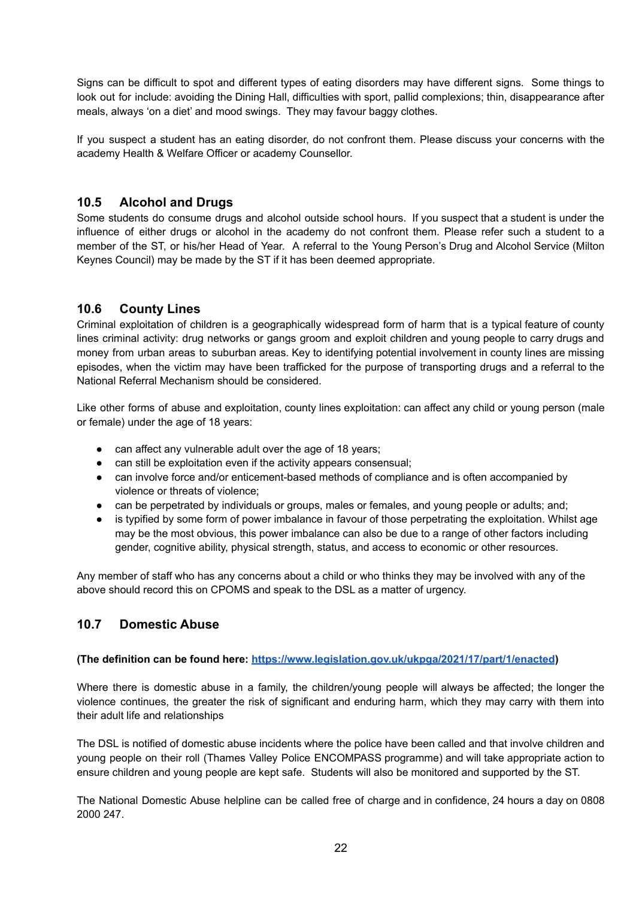Signs can be difficult to spot and different types of eating disorders may have different signs. Some things to look out for include: avoiding the Dining Hall, difficulties with sport, pallid complexions; thin, disappearance after meals, always 'on a diet' and mood swings. They may favour baggy clothes.

If you suspect a student has an eating disorder, do not confront them. Please discuss your concerns with the academy Health & Welfare Officer or academy Counsellor.

## 10.5 Alcohol and Drugs

Some students do consume drugs and alcohol outside school hours. If you suspect that a student is under the influence of either drugs or alcohol in the academy do not confront them. Please refer such a student to a member of the ST, or his/her Head of Year. A referral to the Young Person's Drug and Alcohol Service (Milton Keynes Council) may be made by the ST if it has been deemed appropriate.

## 10.6 County Lines

Criminal exploitation of children is a geographically widespread form of harm that is a typical feature of county lines criminal activity: drug networks or gangs groom and exploit children and young people to carry drugs and money from urban areas to suburban areas. Key to identifying potential involvement in county lines are missing episodes, when the victim may have been trafficked for the purpose of transporting drugs and a referral to the National Referral Mechanism should be considered.

Like other forms of abuse and exploitation, county lines exploitation: can affect any child or young person (male or female) under the age of 18 years:

- can affect any vulnerable adult over the age of 18 years;
- can still be exploitation even if the activity appears consensual;
- can involve force and/or enticement-based methods of compliance and is often accompanied by violence or threats of violence;
- can be perpetrated by individuals or groups, males or females, and young people or adults; and;
- is typified by some form of power imbalance in favour of those perpetrating the exploitation. Whilst age may be the most obvious, this power imbalance can also be due to a range of other factors including gender, cognitive ability, physical strength, status, and access to economic or other resources.

Any member of staff who has any concerns about a child or who thinks they may be involved with any of the above should record this on CPOMS and speak to the DSL as a matter of urgency.

## 10.7 Domestic Abuse

**(The definition can be found here: [https://www.legislation.gov.uk/ukpga/2021/17/part/1/enacted](https://www.legislation.gov.uk/ukpga/2021/17/part/1/enacted))**

Where there is domestic abuse in a family, the children/young people will always be affected; the longer the violence continues, the greater the risk of significant and enduring harm, which they may carry with them into their adult life and relationships

The DSL is notified of domestic abuse incidents where the police have been called and that involve children and young people on their roll (Thames Valley Police ENCOMPASS programme) and will take appropriate action to ensure children and young people are kept safe. Students will also be monitored and supported by the ST.

The National Domestic Abuse helpline can be called free of charge and in confidence, 24 hours a day on 0808 2000 247.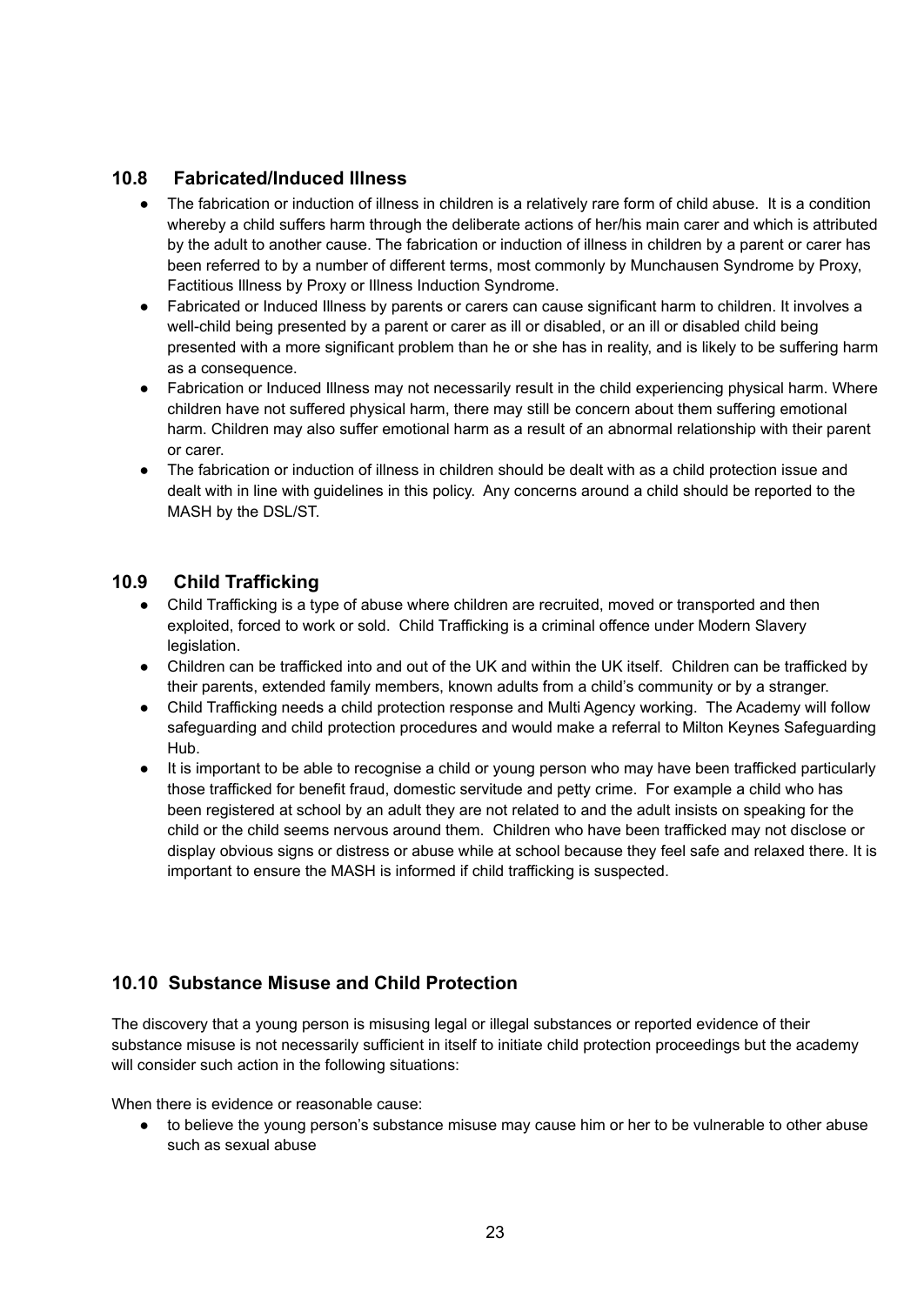### 10.8 Fabricated/Induced Illness

- The fabrication or induction of illness in children is a relatively rare form of child abuse. It is a condition whereby a child suffers harm through the deliberate actions of her/his main carer and which is attributed by the adult to another cause. The fabrication or induction of illness in children by a parent or carer has been referred to by a number of different terms, most commonly by Munchausen Syndrome by Proxy, Factitious Illness by Proxy or Illness Induction Syndrome.
- Fabricated or Induced Illness by parents or carers can cause significant harm to children. It involves a well-child being presented by a parent or carer as ill or disabled, or an ill or disabled child being presented with a more significant problem than he or she has in reality, and is likely to be suffering harm as a consequence.
- Fabrication or Induced Illness may not necessarily result in the child experiencing physical harm. Where children have not suffered physical harm, there may still be concern about them suffering emotional harm. Children may also suffer emotional harm as a result of an abnormal relationship with their parent or carer.
- The fabrication or induction of illness in children should be dealt with as a child protection issue and dealt with in line with guidelines in this policy. Any concerns around a child should be reported to the MASH by the DSL/ST.

### 10.9 Child Trafficking

- Child Trafficking is a type of abuse where children are recruited, moved or transported and then exploited, forced to work or sold. Child Trafficking is a criminal offence under Modern Slavery legislation.
- Children can be trafficked into and out of the UK and within the UK itself. Children can be trafficked by their parents, extended family members, known adults from a child's community or by a stranger.
- Child Trafficking needs a child protection response and Multi Agency working. The Academy will follow safeguarding and child protection procedures and would make a referral to Milton Keynes Safeguarding Hub.
- It is important to be able to recognise a child or young person who may have been trafficked particularly those trafficked for benefit fraud, domestic servitude and petty crime. For example a child who has been registered at school by an adult they are not related to and the adult insists on speaking for the child or the child seems nervous around them. Children who have been trafficked may not disclose or display obvious signs or distress or abuse while at school because they feel safe and relaxed there. It is important to ensure the MASH is informed if child trafficking is suspected.

### 10.10 Substance Misuse and Child Protection

The discovery that a young person is misusing legal or illegal substances or reported evidence of their substance misuse is not necessarily sufficient in itself to initiate child protection proceedings but the academy will consider such action in the following situations:

When there is evidence or reasonable cause:

- to believe the young person's substance misuse may cause him or her to be vulnerable to other abuse such as sexual abuse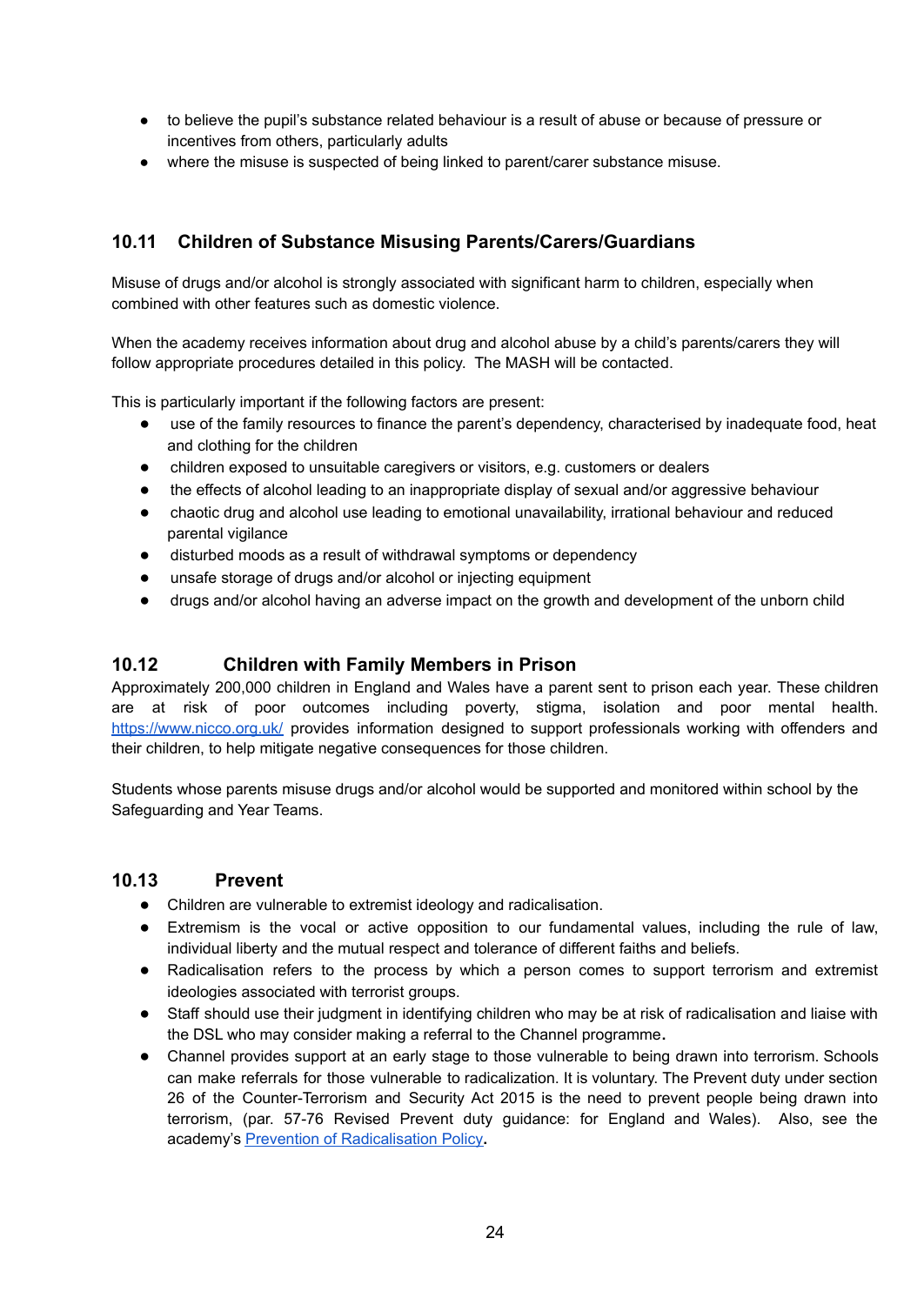- to believe the pupil's substance related behaviour is a result of abuse or because of pressure or incentives from others, particularly adults
- where the misuse is suspected of being linked to parent/carer substance misuse.

### 10.11 Children of Substance Misusing Parents/Carers/Guardians

Misuse of drugs and/or alcohol is strongly associated with significant harm to children, especially when combined with other features such as domestic violence.

When the academy receives information about drug and alcohol abuse by a child's parents/carers they will follow appropriate procedures detailed in this policy. The MASH will be contacted.

This is particularly important if the following factors are present:

- use of the family resources to finance the parent's dependency, characterised by inadequate food, heat and clothing for the children
- children exposed to unsuitable caregivers or visitors, e.g. customers or dealers
- the effects of alcohol leading to an inappropriate display of sexual and/or aggressive behaviour
- chaotic drug and alcohol use leading to emotional unavailability, irrational behaviour and reduced parental vigilance
- disturbed moods as a result of withdrawal symptoms or dependency
- unsafe storage of drugs and/or alcohol or injecting equipment
- drugs and/or alcohol having an adverse impact on the growth and development of the unborn child

### 10.12 Children with Family Members in Prison

Approximately 200,000 children in England and Wales have a parent sent to prison each year. These children are at risk of poor outcomes including poverty, stigma, isolation and poor mental health. [https://www.nicco.org.uk/](https://www.nicco.org.uk/) provides information designed to support professionals working with offenders and their children, to help mitigate negative consequences for those children.

Students whose parents misuse drugs and/or alcohol would be supported and monitored within school by the Safeguarding and Year Teams.

### 10.13 Prevent

- Children are vulnerable to extremist ideology and radicalisation.
- Extremism is the vocal or active opposition to our fundamental values, including the rule of law, individual liberty and the mutual respect and tolerance of different faiths and beliefs.
- Radicalisation refers to the process by which a person comes to support terrorism and extremist ideologies associated with terrorist groups.
- Staff should use their judgment in identifying children who may be at risk of radicalisation and liaise with the DSL who may consider making a referral to the Channel programme**.**
- Channel provides support at an early stage to those vulnerable to being drawn into terrorism. Schools can make referrals for those vulnerable to radicalization. It is voluntary. The Prevent duty under section 26 of the Counter-Terrorism and Security Act 2015 is the need to prevent people being drawn into terrorism, (par. 57-76 Revised Prevent duty guidance: for England and Wales). Also, see the academy's Prevention of Radicalisation Policy**.**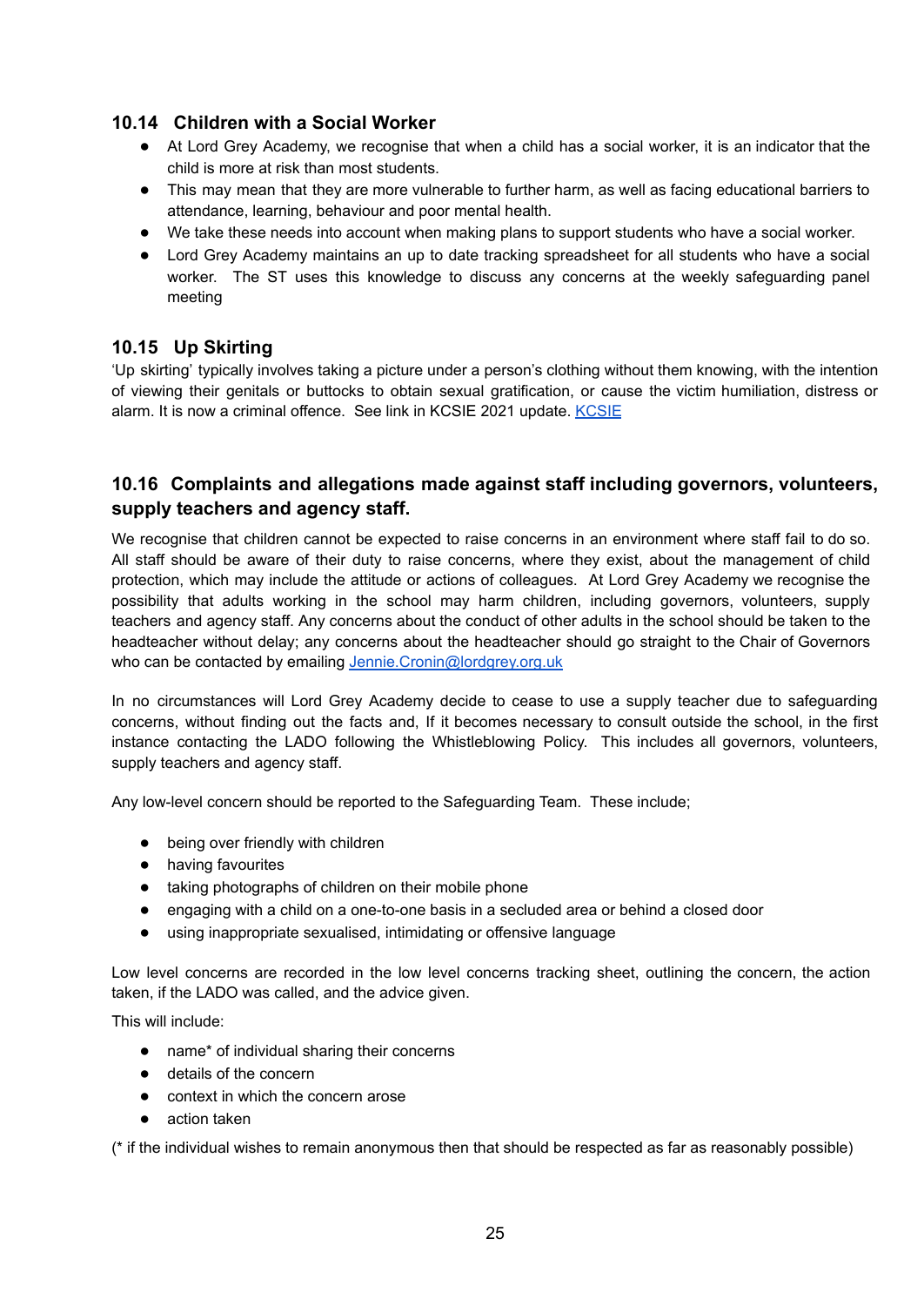### 10.14 Children with a Social Worker

- At Lord Grey Academy, we recognise that when a child has a social worker, it is an indicator that the child is more at risk than most students.
- This may mean that they are more vulnerable to further harm, as well as facing educational barriers to attendance, learning, behaviour and poor mental health.
- We take these needs into account when making plans to support students who have a social worker.
- Lord Grey Academy maintains an up to date tracking spreadsheet for all students who have a social worker. The ST uses this knowledge to discuss any concerns at the weekly safeguarding panel meeting

### 10.15 Up Skirting

'Up skirting' typically involves taking a picture under a person's clothing without them knowing, with the intention of viewing their genitals or buttocks to obtain sexual gratification, or cause the victim humiliation, distress or alarm. It is now a criminal offence. See link in KCSIE 2021 update. [KCSIE]

### 10.16 Complaints and allegations made against staff including governors, volunteers, supply teachers and agency staff.

We recognise that children cannot be expected to raise concerns in an environment where staff fail to do so. All staff should be aware of their duty to raise concerns, where they exist, about the management of child protection, which may include the attitude or actions of colleagues. At Lord Grey Academy we recognise the possibility that adults working in the school may harm children, including governors, volunteers, supply teachers and agency staff. Any concerns about the conduct of other adults in the school should be taken to the headteacher without delay; any concerns about the headteacher should go straight to the Chair of Governors who can be contacted by emailing Jennie.Cronin@lordgrey.org.uk

In no circumstances will Lord Grey Academy decide to cease to use a supply teacher due to safeguarding concerns, without finding out the facts and, If it becomes necessary to consult outside the school, in the first instance contacting the LADO following the Whistleblowing Policy. This includes all governors, volunteers, supply teachers and agency staff.

Any low-level concern should be reported to the Safeguarding Team. These include;

- being over friendly with children
- having favourites
- taking photographs of children on their mobile phone
- engaging with a child on a one-to-one basis in a secluded area or behind a closed door
- using inappropriate sexualised, intimidating or offensive language

Low level concerns are recorded in the low level concerns tracking sheet, outlining the concern, the action taken, if the LADO was called, and the advice given.

This will include:

- name* of individual sharing their concerns
- details of the concern
- context in which the concern arose
- action taken

(* if the individual wishes to remain anonymous then that should be respected as far as reasonably possible)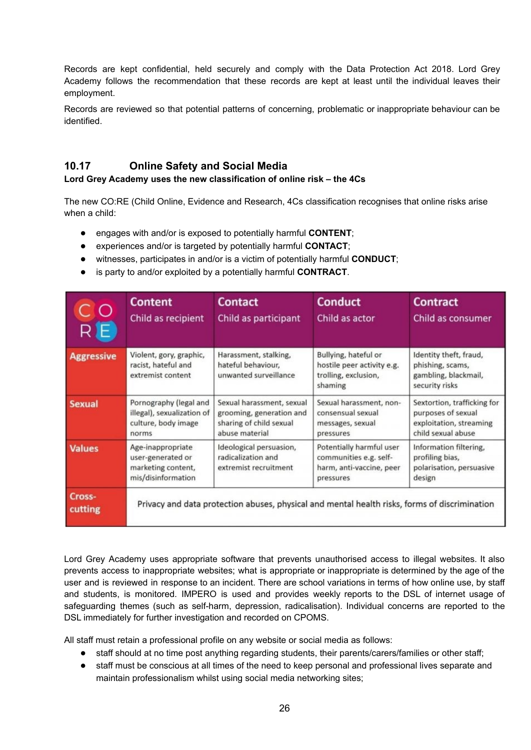Records are kept confidential, held securely and comply with the Data Protection Act 2018. Lord Grey Academy follows the recommendation that these records are kept at least until the individual leaves their employment.

Records are reviewed so that potential patterns of concerning, problematic or inappropriate behaviour can be identified.

## 10.17 Online Safety and Social Media

**Lord Grey Academy uses the new classification of online risk – the 4Cs**

The new CO:RE (Child Online, Evidence and Research, 4Cs classification recognises that online risks arise when a child:

- engages with and/or is exposed to potentially harmful **CONTENT**;
- experiences and/or is targeted by potentially harmful **CONTACT**;
- witnesses, participates in and/or is a victim of potentially harmful **CONDUCT**;
- is party to and/or exploited by a potentially harmful **CONTRACT**.

| CO RE | Content Child as recipient | Contact Child as participant | Conduct Child as actor | Contract Child as consumer |
|---|---|---|---|---|
| Aggressive | Violent, gory, graphic, racist, hateful and extremist content | Harassment, stalking, hateful behaviour, unwanted surveillance | Bullying, hateful or hostile peer activity e.g. trolling, exclusion, shaming | Identity theft, fraud, phishing, scams, gambling, blackmail, security risks |
| Sexual | Pornography (legal and illegal), sexualization of culture, body image norms | Sexual harassment, sexual grooming, generation and sharing of child sexual abuse material | Sexual harassment, non-consensual sexual messages, sexual pressures | Sextortion, trafficking for purposes of sexual exploitation, streaming child sexual abuse |
| Values | Age-inappropriate user-generated or marketing content, mis/disinformation | Ideological persuasion, radicalization and extremist recruitment | Potentially harmful user communities e.g. self-harm, anti-vaccine, peer pressures | Information filtering, profiling bias, polarisation, persuasive design |
| Cross-cutting | Privacy and data protection abuses, physical and mental health risks, forms of discrimination | | | |

Lord Grey Academy uses appropriate software that prevents unauthorised access to illegal websites. It also prevents access to inappropriate websites; what is appropriate or inappropriate is determined by the age of the user and is reviewed in response to an incident. There are school variations in terms of how online use, by staff and students, is monitored. IMPERO is used and provides weekly reports to the DSL of internet usage of safeguarding themes (such as self-harm, depression, radicalisation). Individual concerns are reported to the DSL immediately for further investigation and recorded on CPOMS.

All staff must retain a professional profile on any website or social media as follows:

- staff should at no time post anything regarding students, their parents/carers/families or other staff;
- staff must be conscious at all times of the need to keep personal and professional lives separate and maintain professionalism whilst using social media networking sites;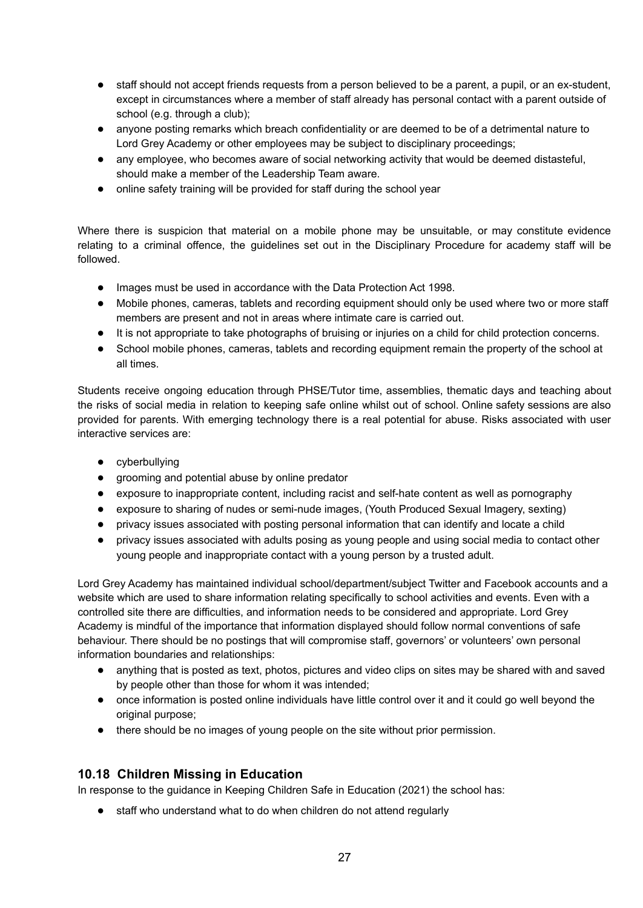- staff should not accept friends requests from a person believed to be a parent, a pupil, or an ex-student, except in circumstances where a member of staff already has personal contact with a parent outside of school (e.g. through a club);
- anyone posting remarks which breach confidentiality or are deemed to be of a detrimental nature to Lord Grey Academy or other employees may be subject to disciplinary proceedings;
- any employee, who becomes aware of social networking activity that would be deemed distasteful, should make a member of the Leadership Team aware.
- online safety training will be provided for staff during the school year

Where there is suspicion that material on a mobile phone may be unsuitable, or may constitute evidence relating to a criminal offence, the guidelines set out in the Disciplinary Procedure for academy staff will be followed.

- Images must be used in accordance with the Data Protection Act 1998.
- Mobile phones, cameras, tablets and recording equipment should only be used where two or more staff members are present and not in areas where intimate care is carried out.
- It is not appropriate to take photographs of bruising or injuries on a child for child protection concerns.
- School mobile phones, cameras, tablets and recording equipment remain the property of the school at all times.

Students receive ongoing education through PHSE/Tutor time, assemblies, thematic days and teaching about the risks of social media in relation to keeping safe online whilst out of school. Online safety sessions are also provided for parents. With emerging technology there is a real potential for abuse. Risks associated with user interactive services are:

- cyberbullying
- grooming and potential abuse by online predator
- exposure to inappropriate content, including racist and self-hate content as well as pornography
- exposure to sharing of nudes or semi-nude images, (Youth Produced Sexual Imagery, sexting)
- privacy issues associated with posting personal information that can identify and locate a child
- privacy issues associated with adults posing as young people and using social media to contact other young people and inappropriate contact with a young person by a trusted adult.

Lord Grey Academy has maintained individual school/department/subject Twitter and Facebook accounts and a website which are used to share information relating specifically to school activities and events. Even with a controlled site there are difficulties, and information needs to be considered and appropriate. Lord Grey Academy is mindful of the importance that information displayed should follow normal conventions of safe behaviour. There should be no postings that will compromise staff, governors' or volunteers' own personal information boundaries and relationships:

- anything that is posted as text, photos, pictures and video clips on sites may be shared with and saved by people other than those for whom it was intended;
- once information is posted online individuals have little control over it and it could go well beyond the original purpose;
- there should be no images of young people on the site without prior permission.

## 10.18 Children Missing in Education

In response to the guidance in Keeping Children Safe in Education (2021) the school has:

- staff who understand what to do when children do not attend regularly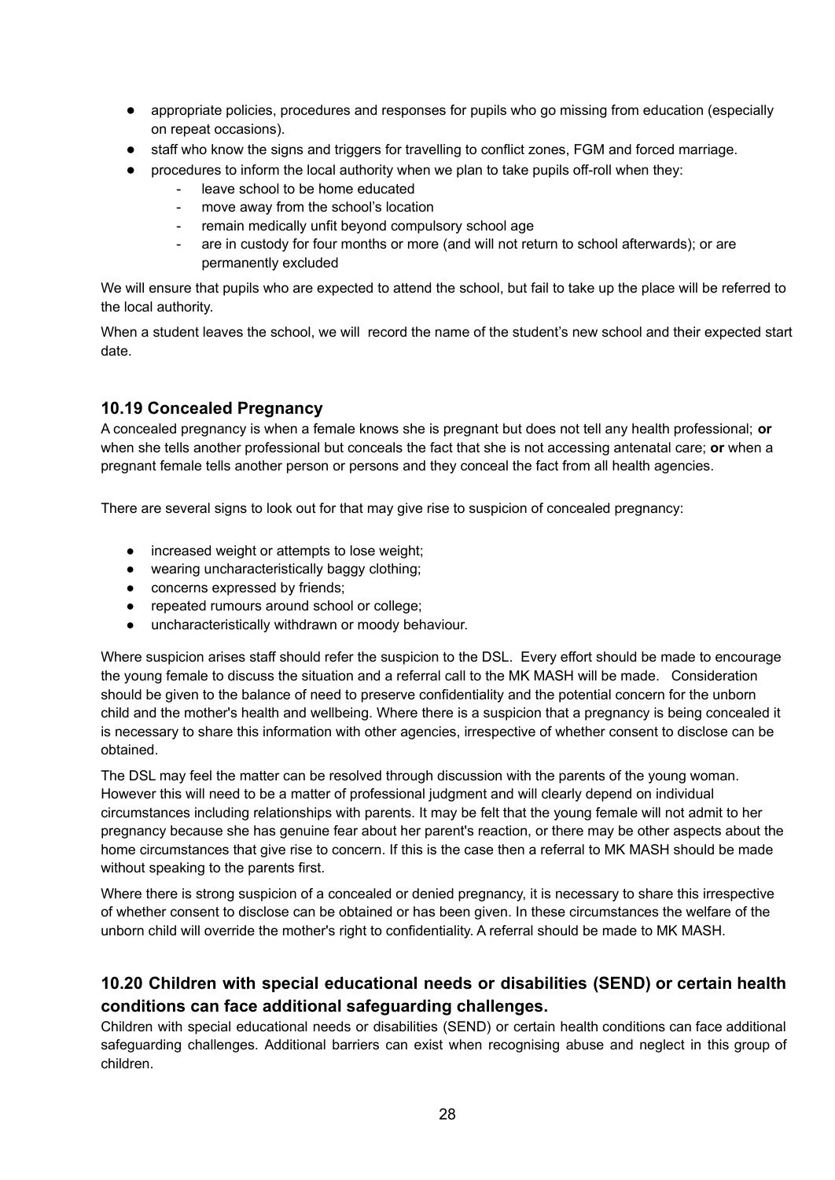- appropriate policies, procedures and responses for pupils who go missing from education (especially on repeat occasions).
- staff who know the signs and triggers for travelling to conflict zones, FGM and forced marriage.
- procedures to inform the local authority when we plan to take pupils off-roll when they:
    - leave school to be home educated
    - move away from the school's location
    - remain medically unfit beyond compulsory school age
    - are in custody for four months or more (and will not return to school afterwards); or are permanently excluded

We will ensure that pupils who are expected to attend the school, but fail to take up the place will be referred to the local authority.

When a student leaves the school, we will record the name of the student's new school and their expected start date.

### 10.19 Concealed Pregnancy

A concealed pregnancy is when a female knows she is pregnant but does not tell any health professional; **or** when she tells another professional but conceals the fact that she is not accessing antenatal care; **or** when a pregnant female tells another person or persons and they conceal the fact from all health agencies.

There are several signs to look out for that may give rise to suspicion of concealed pregnancy:

- increased weight or attempts to lose weight;
- wearing uncharacteristically baggy clothing;
- concerns expressed by friends;
- repeated rumours around school or college;
- uncharacteristically withdrawn or moody behaviour.

Where suspicion arises staff should refer the suspicion to the DSL. Every effort should be made to encourage the young female to discuss the situation and a referral call to the MK MASH will be made. Consideration should be given to the balance of need to preserve confidentiality and the potential concern for the unborn child and the mother's health and wellbeing. Where there is a suspicion that a pregnancy is being concealed it is necessary to share this information with other agencies, irrespective of whether consent to disclose can be obtained.

The DSL may feel the matter can be resolved through discussion with the parents of the young woman. However this will need to be a matter of professional judgment and will clearly depend on individual circumstances including relationships with parents. It may be felt that the young female will not admit to her pregnancy because she has genuine fear about her parent's reaction, or there may be other aspects about the home circumstances that give rise to concern. If this is the case then a referral to MK MASH should be made without speaking to the parents first.

Where there is strong suspicion of a concealed or denied pregnancy, it is necessary to share this irrespective of whether consent to disclose can be obtained or has been given. In these circumstances the welfare of the unborn child will override the mother's right to confidentiality. A referral should be made to MK MASH.

### 10.20 Children with special educational needs or disabilities (SEND) or certain health conditions can face additional safeguarding challenges.

Children with special educational needs or disabilities (SEND) or certain health conditions can face additional safeguarding challenges. Additional barriers can exist when recognising abuse and neglect in this group of children.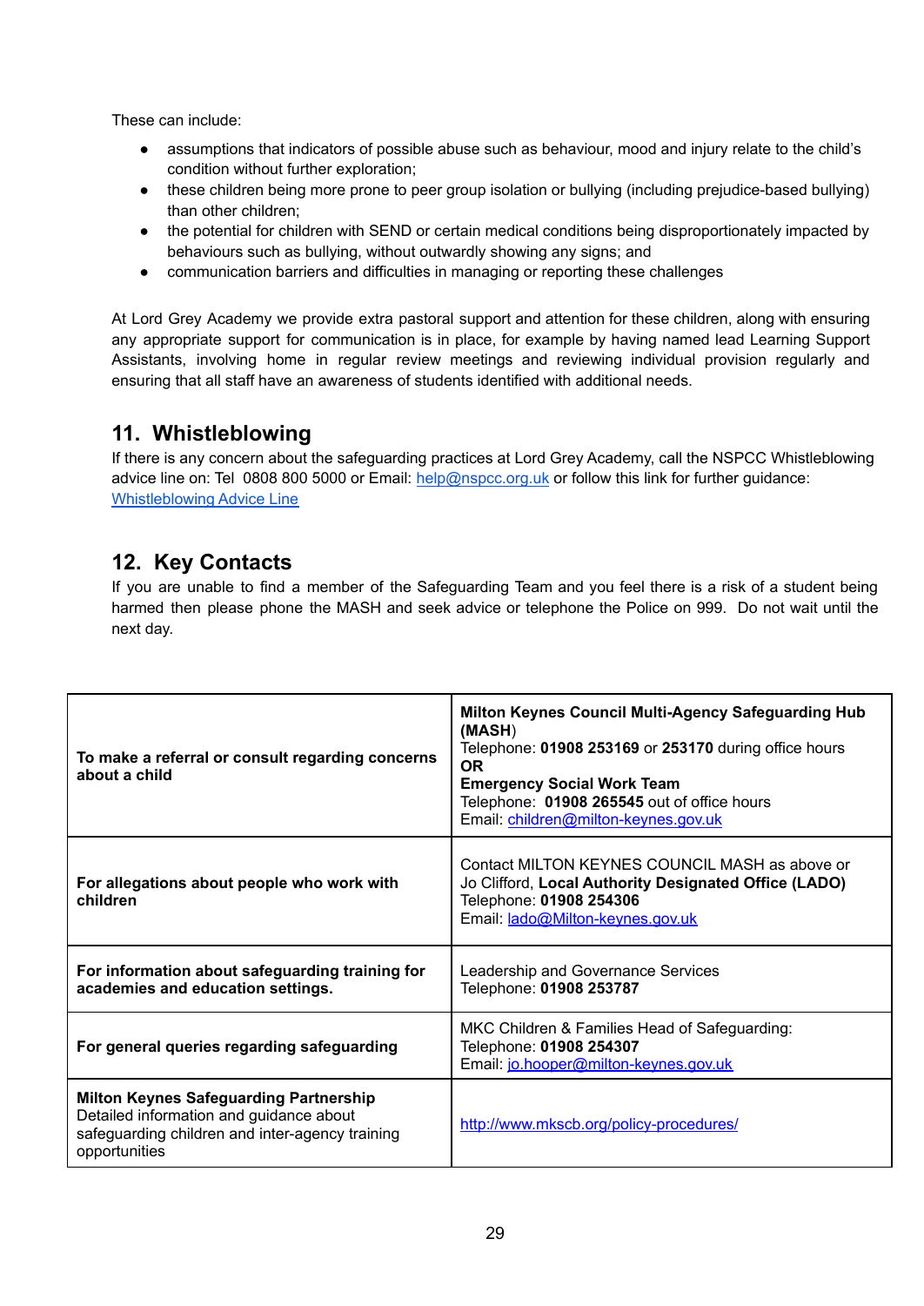These can include:

- assumptions that indicators of possible abuse such as behaviour, mood and injury relate to the child's condition without further exploration;
- these children being more prone to peer group isolation or bullying (including prejudice-based bullying) than other children;
- the potential for children with SEND or certain medical conditions being disproportionately impacted by behaviours such as bullying, without outwardly showing any signs; and
- communication barriers and difficulties in managing or reporting these challenges

At Lord Grey Academy we provide extra pastoral support and attention for these children, along with ensuring any appropriate support for communication is in place, for example by having named lead Learning Support Assistants, involving home in regular review meetings and reviewing individual provision regularly and ensuring that all staff have an awareness of students identified with additional needs.

## 11. Whistleblowing

If there is any concern about the safeguarding practices at Lord Grey Academy, call the NSPCC Whistleblowing advice line on: Tel 0808 800 5000 or Email: help@nspcc.org.uk or follow this link for further guidance: Whistleblowing Advice Line

## 12. Key Contacts

If you are unable to find a member of the Safeguarding Team and you feel there is a risk of a student being harmed then please phone the MASH and seek advice or telephone the Police on 999. Do not wait until the next day.

| | |
|---|---|
| **To make a referral or consult regarding concerns about a child** | **Milton Keynes Council Multi-Agency Safeguarding Hub (MASH)**<br>Telephone: **01908 253169** or **253170** during office hours<br>**OR**<br>**Emergency Social Work Team**<br>Telephone: **01908 265545** out of office hours<br>Email: children@milton-keynes.gov.uk |
| **For allegations about people who work with children** | Contact MILTON KEYNES COUNCIL MASH as above or Jo Clifford, **Local Authority Designated Office (LADO)**<br>Telephone: **01908 254306**<br>Email: lado@Milton-keynes.gov.uk |
| **For information about safeguarding training for academies and education settings.** | Leadership and Governance Services<br>Telephone: **01908 253787** |
| **For general queries regarding safeguarding** | MKC Children & Families Head of Safeguarding:<br>Telephone: **01908 254307**<br>Email: jo.hooper@milton-keynes.gov.uk |
| **Milton Keynes Safeguarding Partnership**<br>Detailed information and guidance about safeguarding children and inter-agency training opportunities | http://www.mkscb.org/policy-procedures/ |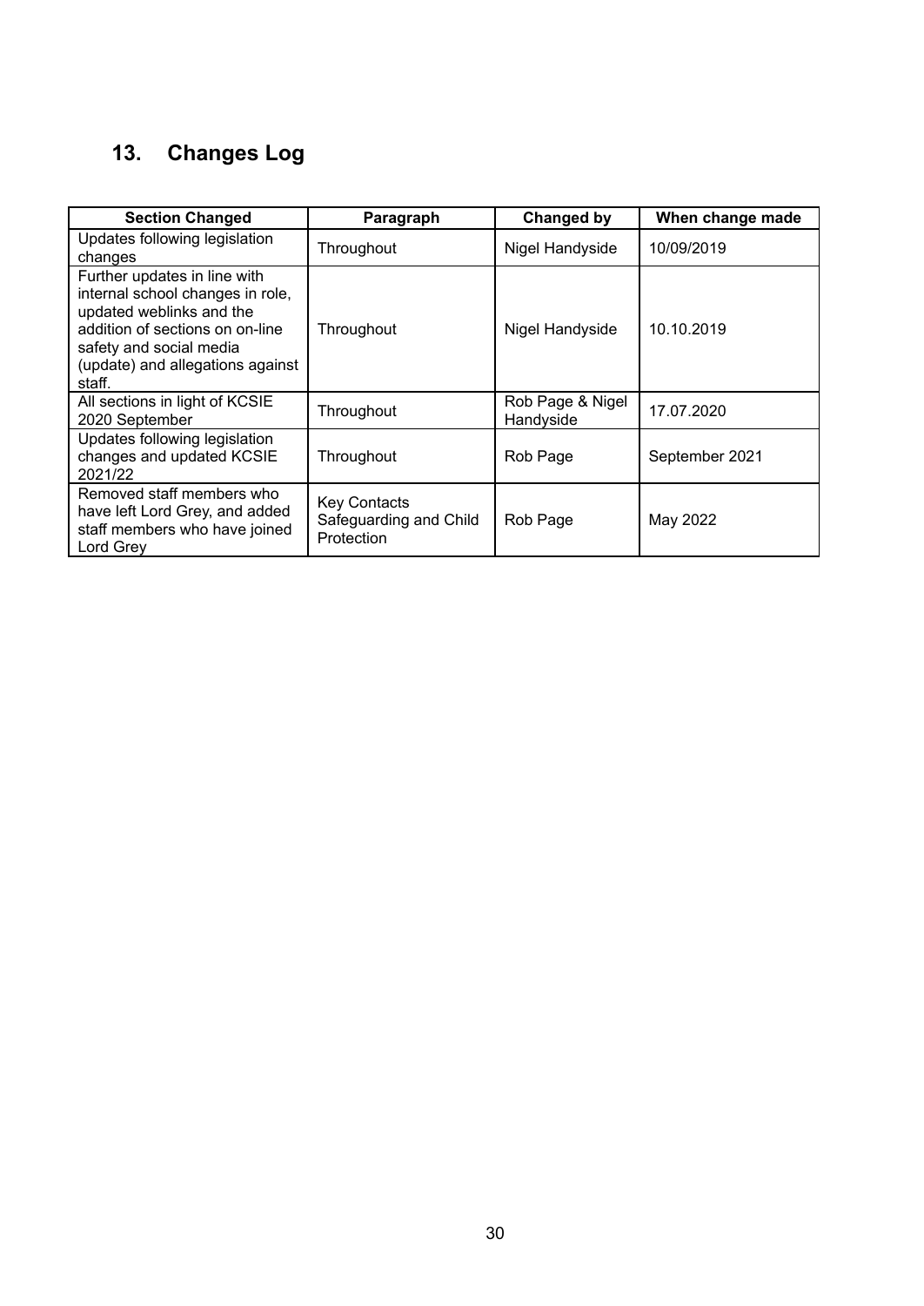## 13. Changes Log

| Section Changed | Paragraph | Changed by | When change made |
|---|---|---|---|
| Updates following legislation changes | Throughout | Nigel Handyside | 10/09/2019 |
| Further updates in line with internal school changes in role, updated weblinks and the addition of sections on on-line safety and social media (update) and allegations against staff. | Throughout | Nigel Handyside | 10.10.2019 |
| All sections in light of KCSIE 2020 September | Throughout | Rob Page & Nigel Handyside | 17.07.2020 |
| Updates following legislation changes and updated KCSIE 2021/22 | Throughout | Rob Page | September 2021 |
| Removed staff members who have left Lord Grey, and added staff members who have joined Lord Grey | Key Contacts Safeguarding and Child Protection | Rob Page | May 2022 |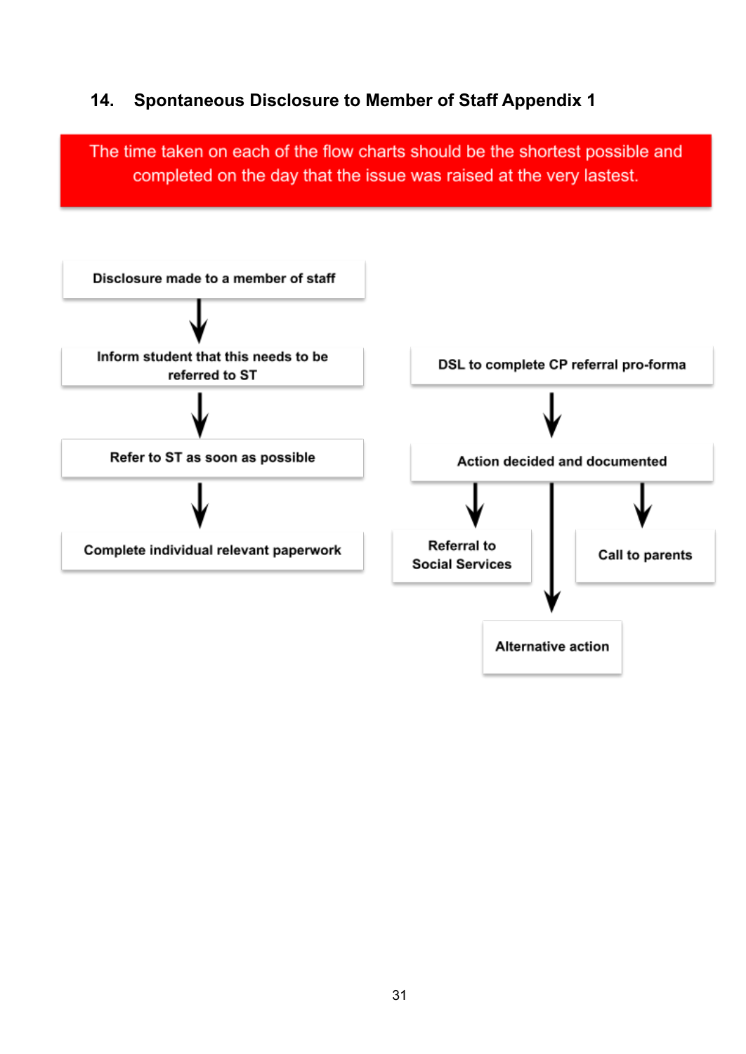## 14. Spontaneous Disclosure to Member of Staff Appendix 1

The time taken on each of the flow charts should be the shortest possible and completed on the day that the issue was raised at the very lastest.

**Disclosure made to a member of staff**

↓

**Inform student that this needs to be referred to ST**

↓

**Refer to ST as soon as possible**

↓

**Complete individual relevant paperwork**

**DSL to complete CP referral pro-forma**

↓

**Action decided and documented**

↓

- **Referral to Social Services**
- **Call to parents**
- **Alternative action**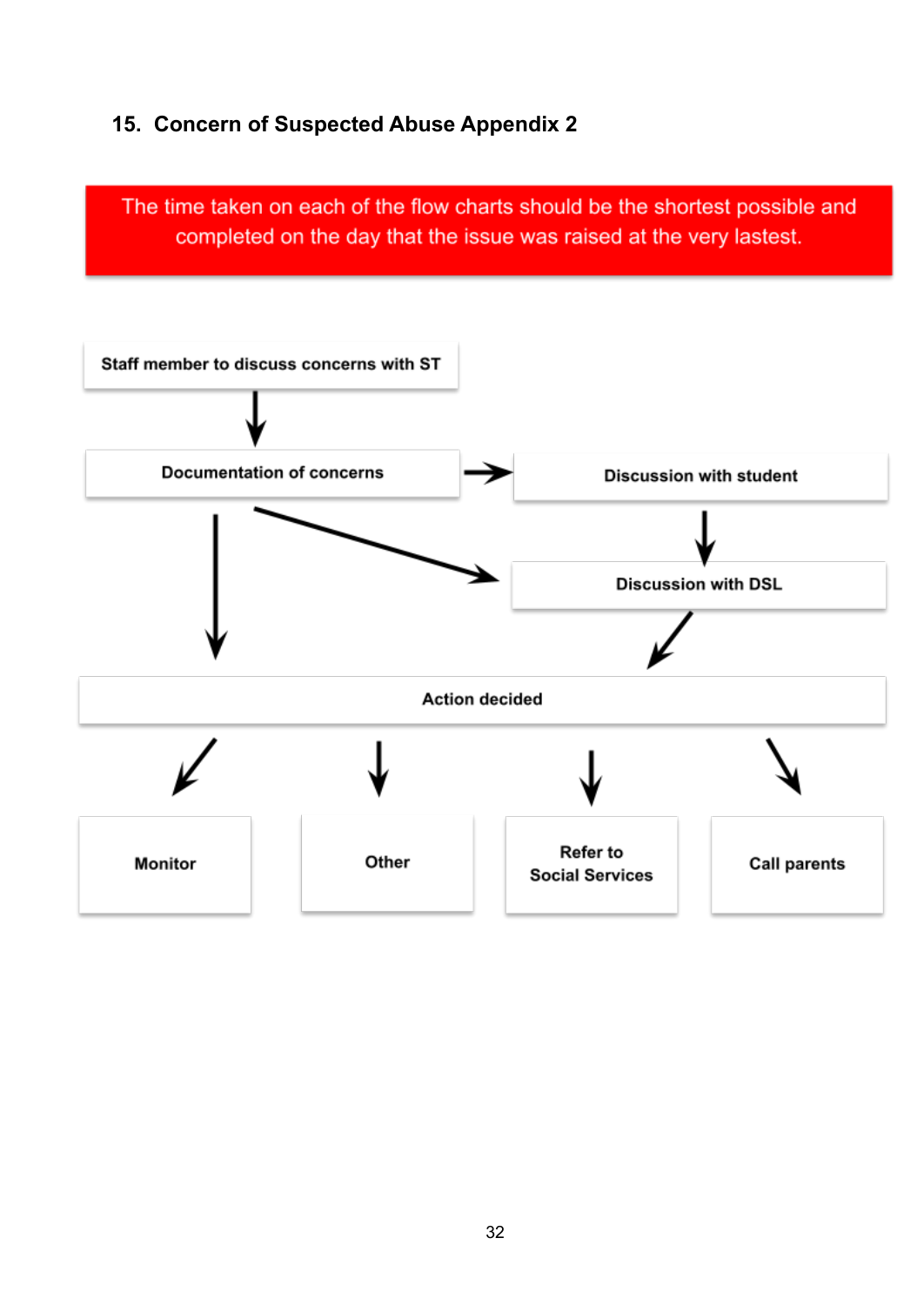## 15. Concern of Suspected Abuse Appendix 2

The time taken on each of the flow charts should be the shortest possible and completed on the day that the issue was raised at the very lastest.

Staff member to discuss concerns with ST

↓

Documentation of concerns → Discussion with student

Documentation of concerns → Discussion with DSL

Discussion with student → Discussion with DSL

Documentation of concerns → Action decided

Discussion with DSL → Action decided

Action decided:

- Monitor
- Other
- Refer to Social Services
- Call parents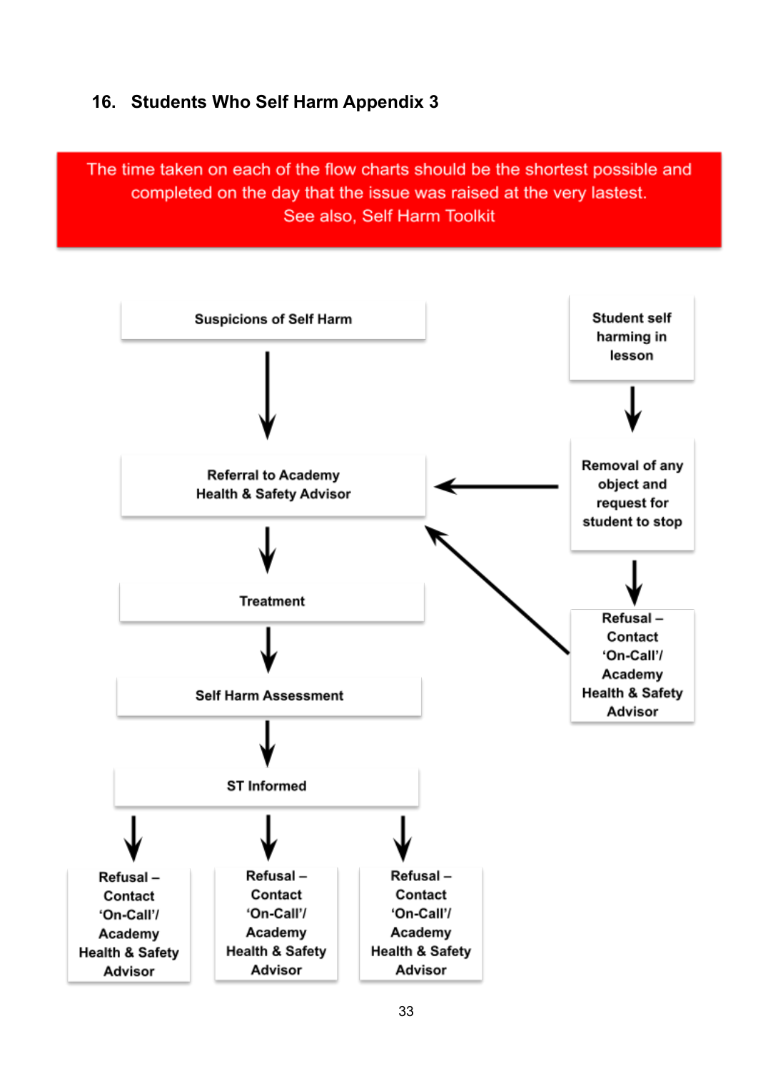## 16. Students Who Self Harm Appendix 3

The time taken on each of the flow charts should be the shortest possible and completed on the day that the issue was raised at the very lastest.
See also, Self Harm Toolkit

Suspicions of Self Harm

Referral to Academy Health & Safety Advisor

Treatment

Self Harm Assessment

ST Informed

Refusal – Contact 'On-Call'/ Academy Health & Safety Advisor

Refusal – Contact 'On-Call'/ Academy Health & Safety Advisor

Refusal – Contact 'On-Call'/ Academy Health & Safety Advisor

Student self harming in lesson

Removal of any object and request for student to stop

Refusal – Contact 'On-Call'/ Academy Health & Safety Advisor